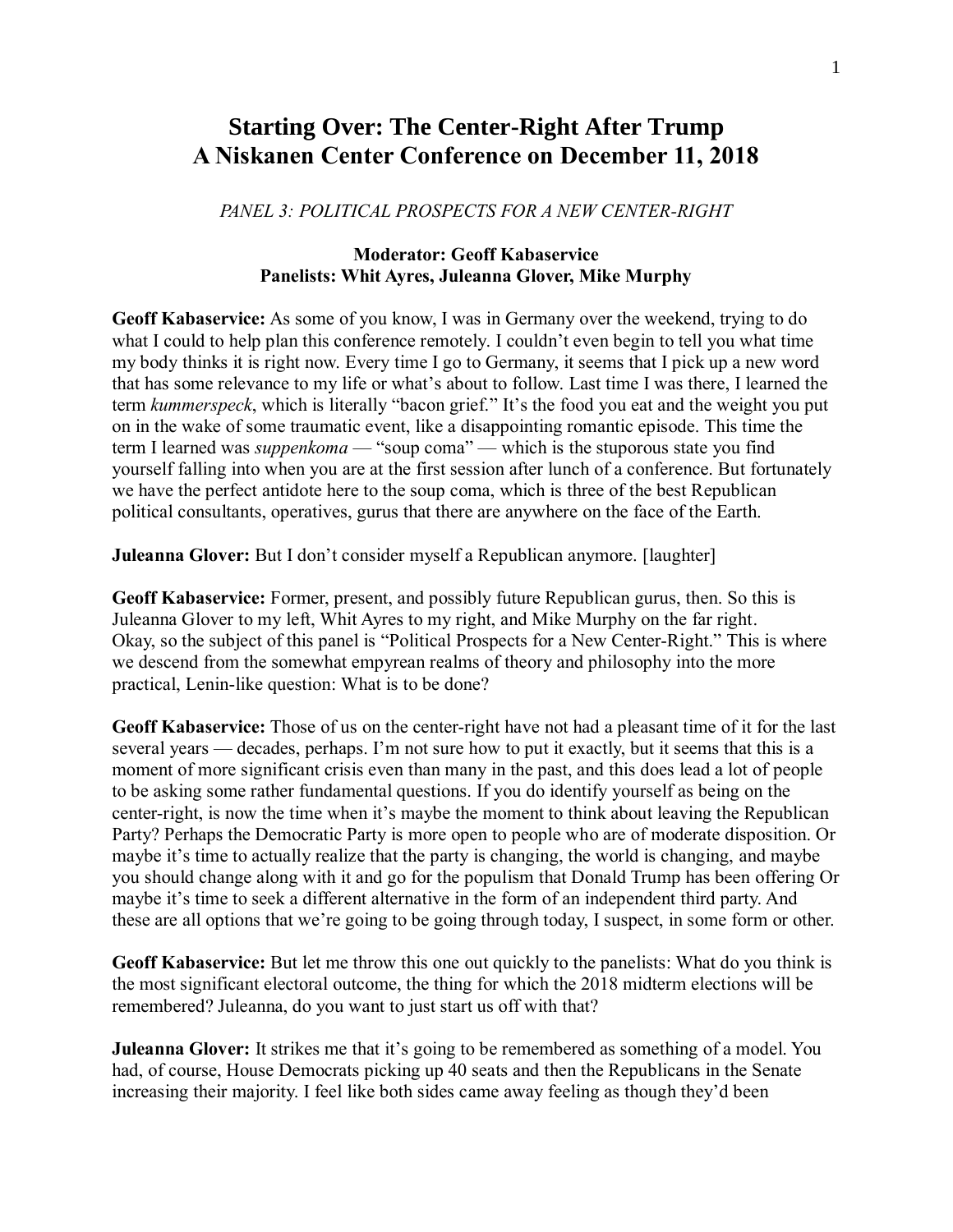# Starting Over: The Center-Right After Trump
# A Niskanen Center Conference on December 11, 2018

*PANEL 3: POLITICAL PROSPECTS FOR A NEW CENTER-RIGHT*

**Moderator: Geoff Kabaservice**
**Panelists: Whit Ayres, Juleanna Glover, Mike Murphy**

**Geoff Kabaservice:** As some of you know, I was in Germany over the weekend, trying to do what I could to help plan this conference remotely. I couldn't even begin to tell you what time my body thinks it is right now. Every time I go to Germany, it seems that I pick up a new word that has some relevance to my life or what's about to follow. Last time I was there, I learned the term *kummerspeck*, which is literally "bacon grief." It's the food you eat and the weight you put on in the wake of some traumatic event, like a disappointing romantic episode. This time the term I learned was *suppenkoma* — "soup coma" — which is the stuporous state you find yourself falling into when you are at the first session after lunch of a conference. But fortunately we have the perfect antidote here to the soup coma, which is three of the best Republican political consultants, operatives, gurus that there are anywhere on the face of the Earth.

**Juleanna Glover:** But I don't consider myself a Republican anymore. [laughter]

**Geoff Kabaservice:** Former, present, and possibly future Republican gurus, then. So this is Juleanna Glover to my left, Whit Ayres to my right, and Mike Murphy on the far right.
Okay, so the subject of this panel is "Political Prospects for a New Center-Right." This is where we descend from the somewhat empyrean realms of theory and philosophy into the more practical, Lenin-like question: What is to be done?

**Geoff Kabaservice:** Those of us on the center-right have not had a pleasant time of it for the last several years — decades, perhaps. I'm not sure how to put it exactly, but it seems that this is a moment of more significant crisis even than many in the past, and this does lead a lot of people to be asking some rather fundamental questions. If you do identify yourself as being on the center-right, is now the time when it's maybe the moment to think about leaving the Republican Party? Perhaps the Democratic Party is more open to people who are of moderate disposition. Or maybe it's time to actually realize that the party is changing, the world is changing, and maybe you should change along with it and go for the populism that Donald Trump has been offering Or maybe it's time to seek a different alternative in the form of an independent third party. And these are all options that we're going to be going through today, I suspect, in some form or other.

**Geoff Kabaservice:** But let me throw this one out quickly to the panelists: What do you think is the most significant electoral outcome, the thing for which the 2018 midterm elections will be remembered? Juleanna, do you want to just start us off with that?

**Juleanna Glover:** It strikes me that it's going to be remembered as something of a model. You had, of course, House Democrats picking up 40 seats and then the Republicans in the Senate increasing their majority. I feel like both sides came away feeling as though they'd been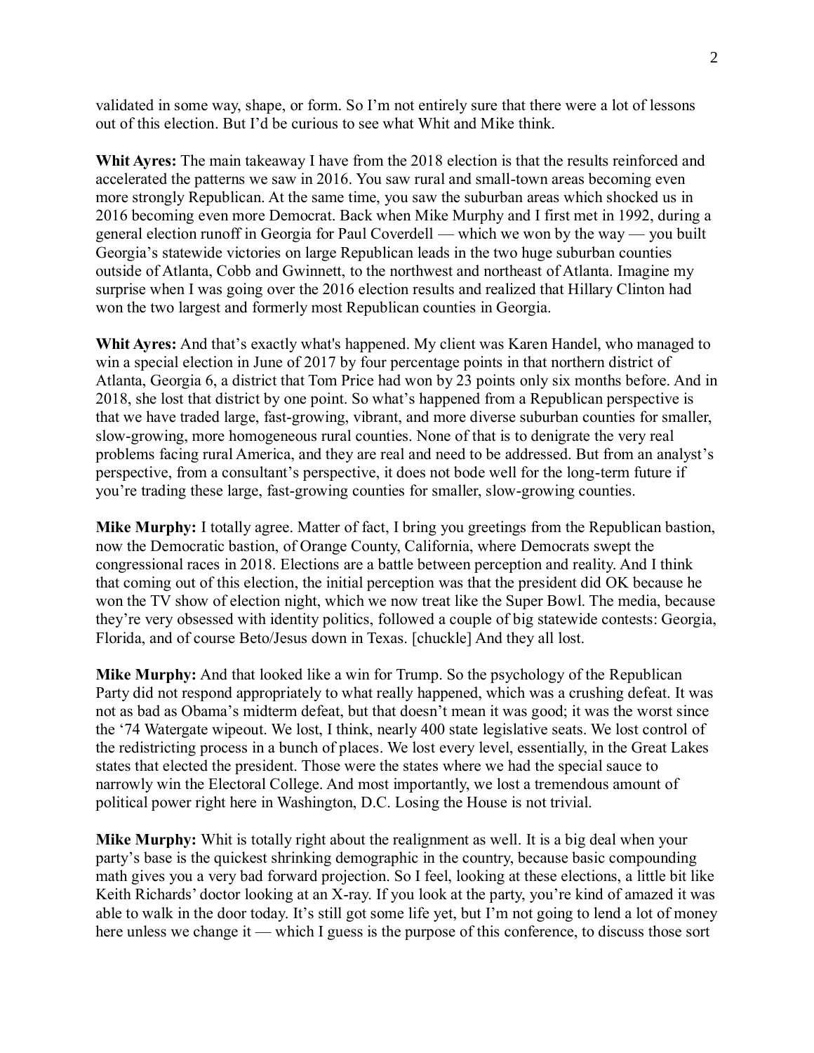validated in some way, shape, or form. So I'm not entirely sure that there were a lot of lessons out of this election. But I'd be curious to see what Whit and Mike think.

**Whit Ayres:** The main takeaway I have from the 2018 election is that the results reinforced and accelerated the patterns we saw in 2016. You saw rural and small-town areas becoming even more strongly Republican. At the same time, you saw the suburban areas which shocked us in 2016 becoming even more Democrat. Back when Mike Murphy and I first met in 1992, during a general election runoff in Georgia for Paul Coverdell — which we won by the way — you built Georgia's statewide victories on large Republican leads in the two huge suburban counties outside of Atlanta, Cobb and Gwinnett, to the northwest and northeast of Atlanta. Imagine my surprise when I was going over the 2016 election results and realized that Hillary Clinton had won the two largest and formerly most Republican counties in Georgia.

**Whit Ayres:** And that's exactly what's happened. My client was Karen Handel, who managed to win a special election in June of 2017 by four percentage points in that northern district of Atlanta, Georgia 6, a district that Tom Price had won by 23 points only six months before. And in 2018, she lost that district by one point. So what's happened from a Republican perspective is that we have traded large, fast-growing, vibrant, and more diverse suburban counties for smaller, slow-growing, more homogeneous rural counties. None of that is to denigrate the very real problems facing rural America, and they are real and need to be addressed. But from an analyst's perspective, from a consultant's perspective, it does not bode well for the long-term future if you're trading these large, fast-growing counties for smaller, slow-growing counties.

**Mike Murphy:** I totally agree. Matter of fact, I bring you greetings from the Republican bastion, now the Democratic bastion, of Orange County, California, where Democrats swept the congressional races in 2018. Elections are a battle between perception and reality. And I think that coming out of this election, the initial perception was that the president did OK because he won the TV show of election night, which we now treat like the Super Bowl. The media, because they're very obsessed with identity politics, followed a couple of big statewide contests: Georgia, Florida, and of course Beto/Jesus down in Texas. [chuckle] And they all lost.

**Mike Murphy:** And that looked like a win for Trump. So the psychology of the Republican Party did not respond appropriately to what really happened, which was a crushing defeat. It was not as bad as Obama's midterm defeat, but that doesn't mean it was good; it was the worst since the '74 Watergate wipeout. We lost, I think, nearly 400 state legislative seats. We lost control of the redistricting process in a bunch of places. We lost every level, essentially, in the Great Lakes states that elected the president. Those were the states where we had the special sauce to narrowly win the Electoral College. And most importantly, we lost a tremendous amount of political power right here in Washington, D.C. Losing the House is not trivial.

**Mike Murphy:** Whit is totally right about the realignment as well. It is a big deal when your party's base is the quickest shrinking demographic in the country, because basic compounding math gives you a very bad forward projection. So I feel, looking at these elections, a little bit like Keith Richards' doctor looking at an X-ray. If you look at the party, you're kind of amazed it was able to walk in the door today. It's still got some life yet, but I'm not going to lend a lot of money here unless we change it — which I guess is the purpose of this conference, to discuss those sort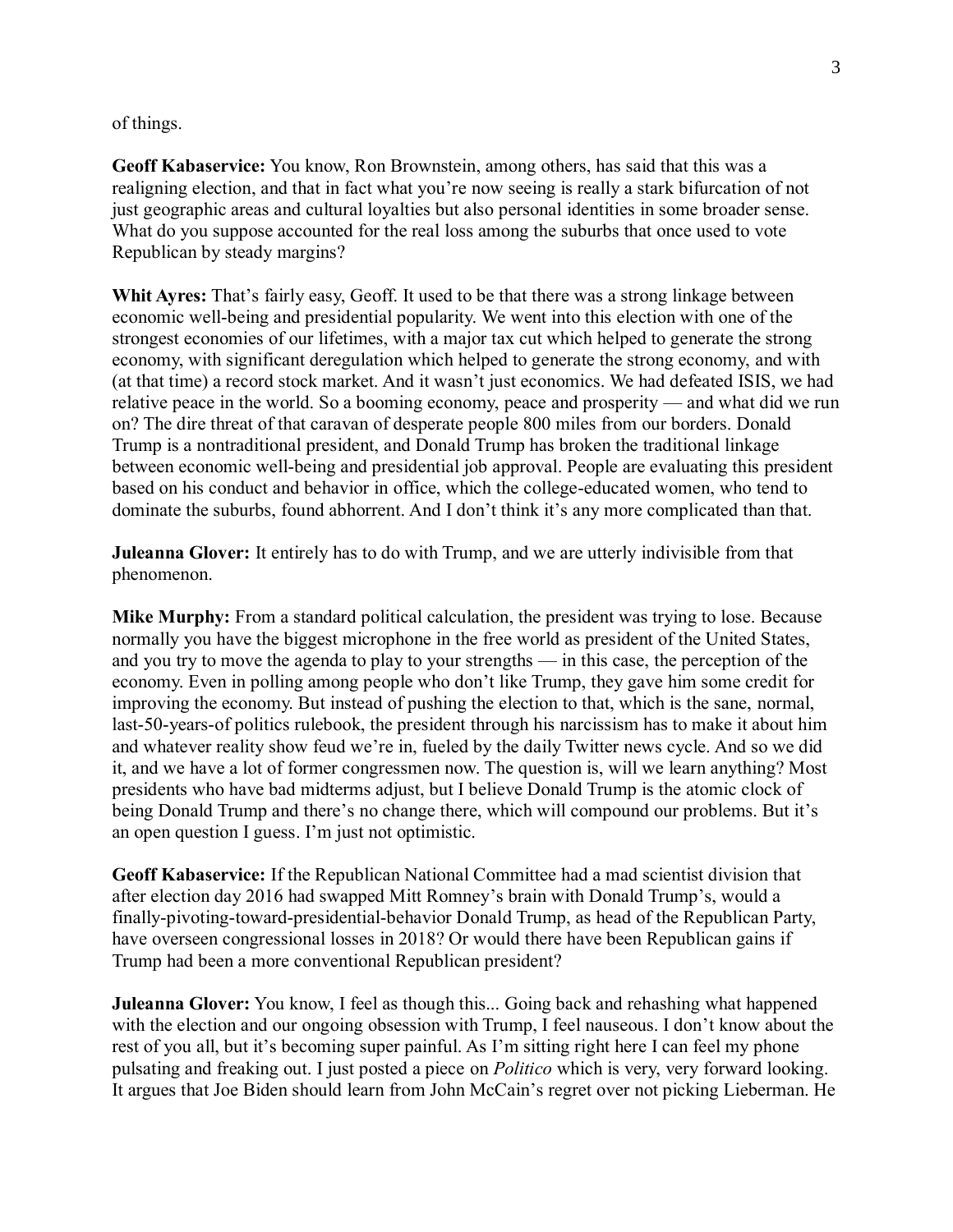of things.

**Geoff Kabaservice:** You know, Ron Brownstein, among others, has said that this was a realigning election, and that in fact what you're now seeing is really a stark bifurcation of not just geographic areas and cultural loyalties but also personal identities in some broader sense. What do you suppose accounted for the real loss among the suburbs that once used to vote Republican by steady margins?

**Whit Ayres:** That's fairly easy, Geoff. It used to be that there was a strong linkage between economic well-being and presidential popularity. We went into this election with one of the strongest economies of our lifetimes, with a major tax cut which helped to generate the strong economy, with significant deregulation which helped to generate the strong economy, and with (at that time) a record stock market. And it wasn't just economics. We had defeated ISIS, we had relative peace in the world. So a booming economy, peace and prosperity — and what did we run on? The dire threat of that caravan of desperate people 800 miles from our borders. Donald Trump is a nontraditional president, and Donald Trump has broken the traditional linkage between economic well-being and presidential job approval. People are evaluating this president based on his conduct and behavior in office, which the college-educated women, who tend to dominate the suburbs, found abhorrent. And I don't think it's any more complicated than that.

**Juleanna Glover:** It entirely has to do with Trump, and we are utterly indivisible from that phenomenon.

**Mike Murphy:** From a standard political calculation, the president was trying to lose. Because normally you have the biggest microphone in the free world as president of the United States, and you try to move the agenda to play to your strengths — in this case, the perception of the economy. Even in polling among people who don't like Trump, they gave him some credit for improving the economy. But instead of pushing the election to that, which is the sane, normal, last-50-years-of politics rulebook, the president through his narcissism has to make it about him and whatever reality show feud we're in, fueled by the daily Twitter news cycle. And so we did it, and we have a lot of former congressmen now. The question is, will we learn anything? Most presidents who have bad midterms adjust, but I believe Donald Trump is the atomic clock of being Donald Trump and there's no change there, which will compound our problems. But it's an open question I guess. I'm just not optimistic.

**Geoff Kabaservice:** If the Republican National Committee had a mad scientist division that after election day 2016 had swapped Mitt Romney's brain with Donald Trump's, would a finally-pivoting-toward-presidential-behavior Donald Trump, as head of the Republican Party, have overseen congressional losses in 2018? Or would there have been Republican gains if Trump had been a more conventional Republican president?

**Juleanna Glover:** You know, I feel as though this... Going back and rehashing what happened with the election and our ongoing obsession with Trump, I feel nauseous. I don't know about the rest of you all, but it's becoming super painful. As I'm sitting right here I can feel my phone pulsating and freaking out. I just posted a piece on *Politico* which is very, very forward looking. It argues that Joe Biden should learn from John McCain's regret over not picking Lieberman. He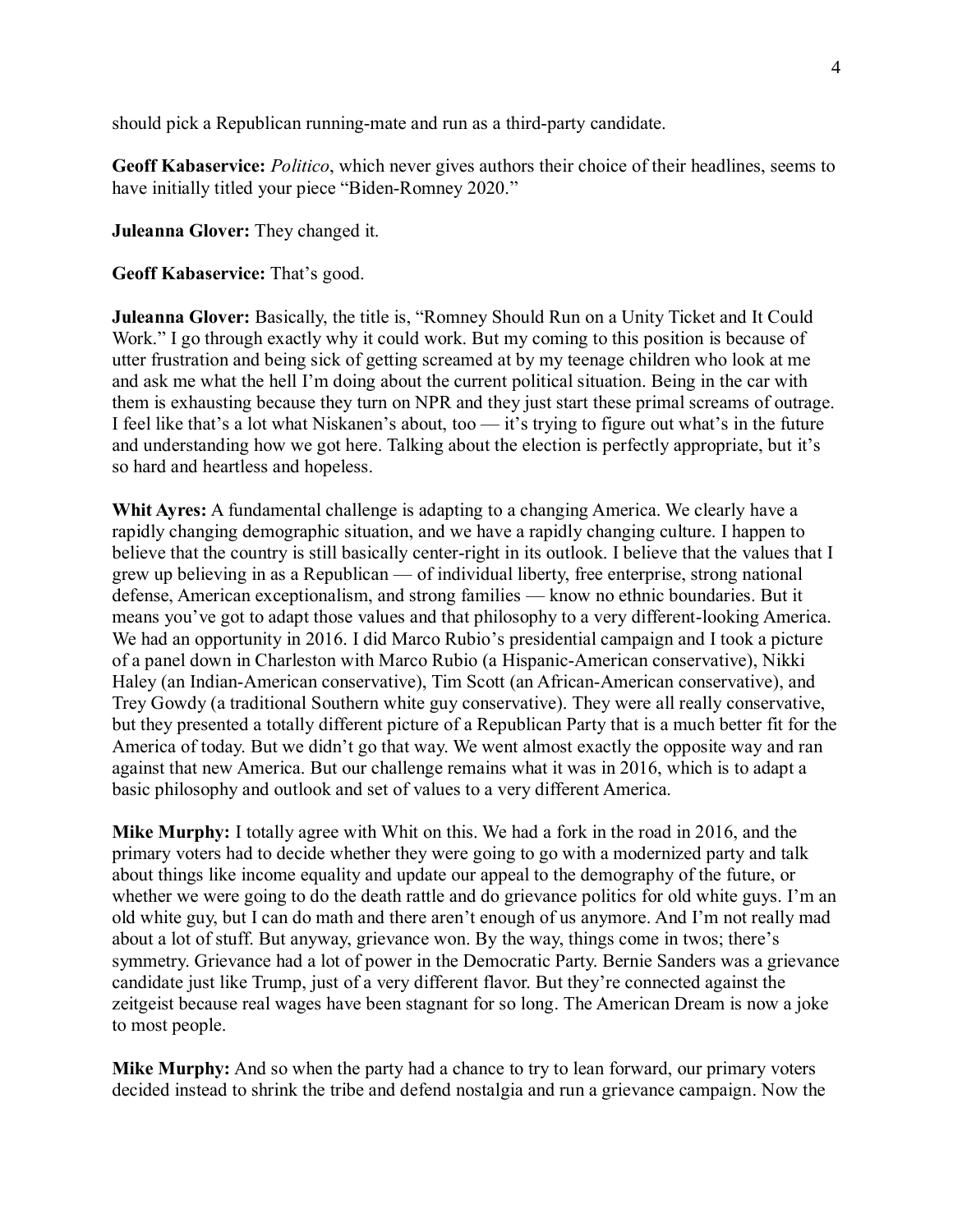should pick a Republican running-mate and run as a third-party candidate.

**Geoff Kabaservice:** *Politico*, which never gives authors their choice of their headlines, seems to have initially titled your piece "Biden-Romney 2020."

**Juleanna Glover:** They changed it.

**Geoff Kabaservice:** That's good.

**Juleanna Glover:** Basically, the title is, "Romney Should Run on a Unity Ticket and It Could Work." I go through exactly why it could work. But my coming to this position is because of utter frustration and being sick of getting screamed at by my teenage children who look at me and ask me what the hell I'm doing about the current political situation. Being in the car with them is exhausting because they turn on NPR and they just start these primal screams of outrage. I feel like that's a lot what Niskanen's about, too — it's trying to figure out what's in the future and understanding how we got here. Talking about the election is perfectly appropriate, but it's so hard and heartless and hopeless.

**Whit Ayres:** A fundamental challenge is adapting to a changing America. We clearly have a rapidly changing demographic situation, and we have a rapidly changing culture. I happen to believe that the country is still basically center-right in its outlook. I believe that the values that I grew up believing in as a Republican — of individual liberty, free enterprise, strong national defense, American exceptionalism, and strong families — know no ethnic boundaries. But it means you've got to adapt those values and that philosophy to a very different-looking America. We had an opportunity in 2016. I did Marco Rubio's presidential campaign and I took a picture of a panel down in Charleston with Marco Rubio (a Hispanic-American conservative), Nikki Haley (an Indian-American conservative), Tim Scott (an African-American conservative), and Trey Gowdy (a traditional Southern white guy conservative). They were all really conservative, but they presented a totally different picture of a Republican Party that is a much better fit for the America of today. But we didn't go that way. We went almost exactly the opposite way and ran against that new America. But our challenge remains what it was in 2016, which is to adapt a basic philosophy and outlook and set of values to a very different America.

**Mike Murphy:** I totally agree with Whit on this. We had a fork in the road in 2016, and the primary voters had to decide whether they were going to go with a modernized party and talk about things like income equality and update our appeal to the demography of the future, or whether we were going to do the death rattle and do grievance politics for old white guys. I'm an old white guy, but I can do math and there aren't enough of us anymore. And I'm not really mad about a lot of stuff. But anyway, grievance won. By the way, things come in twos; there's symmetry. Grievance had a lot of power in the Democratic Party. Bernie Sanders was a grievance candidate just like Trump, just of a very different flavor. But they're connected against the zeitgeist because real wages have been stagnant for so long. The American Dream is now a joke to most people.

**Mike Murphy:** And so when the party had a chance to try to lean forward, our primary voters decided instead to shrink the tribe and defend nostalgia and run a grievance campaign. Now the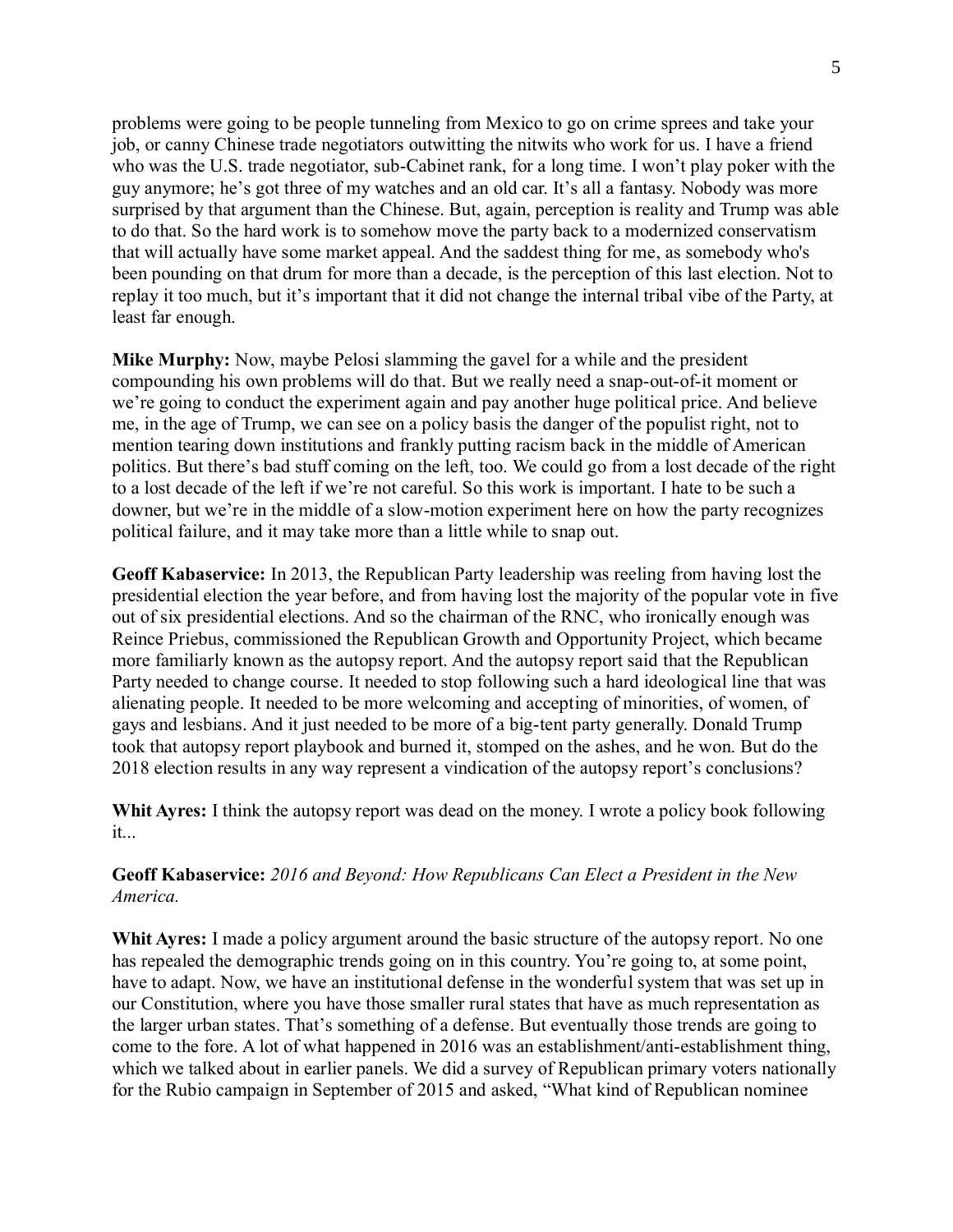problems were going to be people tunneling from Mexico to go on crime sprees and take your job, or canny Chinese trade negotiators outwitting the nitwits who work for us. I have a friend who was the U.S. trade negotiator, sub-Cabinet rank, for a long time. I won't play poker with the guy anymore; he's got three of my watches and an old car. It's all a fantasy. Nobody was more surprised by that argument than the Chinese. But, again, perception is reality and Trump was able to do that. So the hard work is to somehow move the party back to a modernized conservatism that will actually have some market appeal. And the saddest thing for me, as somebody who's been pounding on that drum for more than a decade, is the perception of this last election. Not to replay it too much, but it's important that it did not change the internal tribal vibe of the Party, at least far enough.

**Mike Murphy:** Now, maybe Pelosi slamming the gavel for a while and the president compounding his own problems will do that. But we really need a snap-out-of-it moment or we're going to conduct the experiment again and pay another huge political price. And believe me, in the age of Trump, we can see on a policy basis the danger of the populist right, not to mention tearing down institutions and frankly putting racism back in the middle of American politics. But there's bad stuff coming on the left, too. We could go from a lost decade of the right to a lost decade of the left if we're not careful. So this work is important. I hate to be such a downer, but we're in the middle of a slow-motion experiment here on how the party recognizes political failure, and it may take more than a little while to snap out.

**Geoff Kabaservice:** In 2013, the Republican Party leadership was reeling from having lost the presidential election the year before, and from having lost the majority of the popular vote in five out of six presidential elections. And so the chairman of the RNC, who ironically enough was Reince Priebus, commissioned the Republican Growth and Opportunity Project, which became more familiarly known as the autopsy report. And the autopsy report said that the Republican Party needed to change course. It needed to stop following such a hard ideological line that was alienating people. It needed to be more welcoming and accepting of minorities, of women, of gays and lesbians. And it just needed to be more of a big-tent party generally. Donald Trump took that autopsy report playbook and burned it, stomped on the ashes, and he won. But do the 2018 election results in any way represent a vindication of the autopsy report's conclusions?

**Whit Ayres:** I think the autopsy report was dead on the money. I wrote a policy book following it...

**Geoff Kabaservice:** *2016 and Beyond: How Republicans Can Elect a President in the New America.*

**Whit Ayres:** I made a policy argument around the basic structure of the autopsy report. No one has repealed the demographic trends going on in this country. You're going to, at some point, have to adapt. Now, we have an institutional defense in the wonderful system that was set up in our Constitution, where you have those smaller rural states that have as much representation as the larger urban states. That's something of a defense. But eventually those trends are going to come to the fore. A lot of what happened in 2016 was an establishment/anti-establishment thing, which we talked about in earlier panels. We did a survey of Republican primary voters nationally for the Rubio campaign in September of 2015 and asked, "What kind of Republican nominee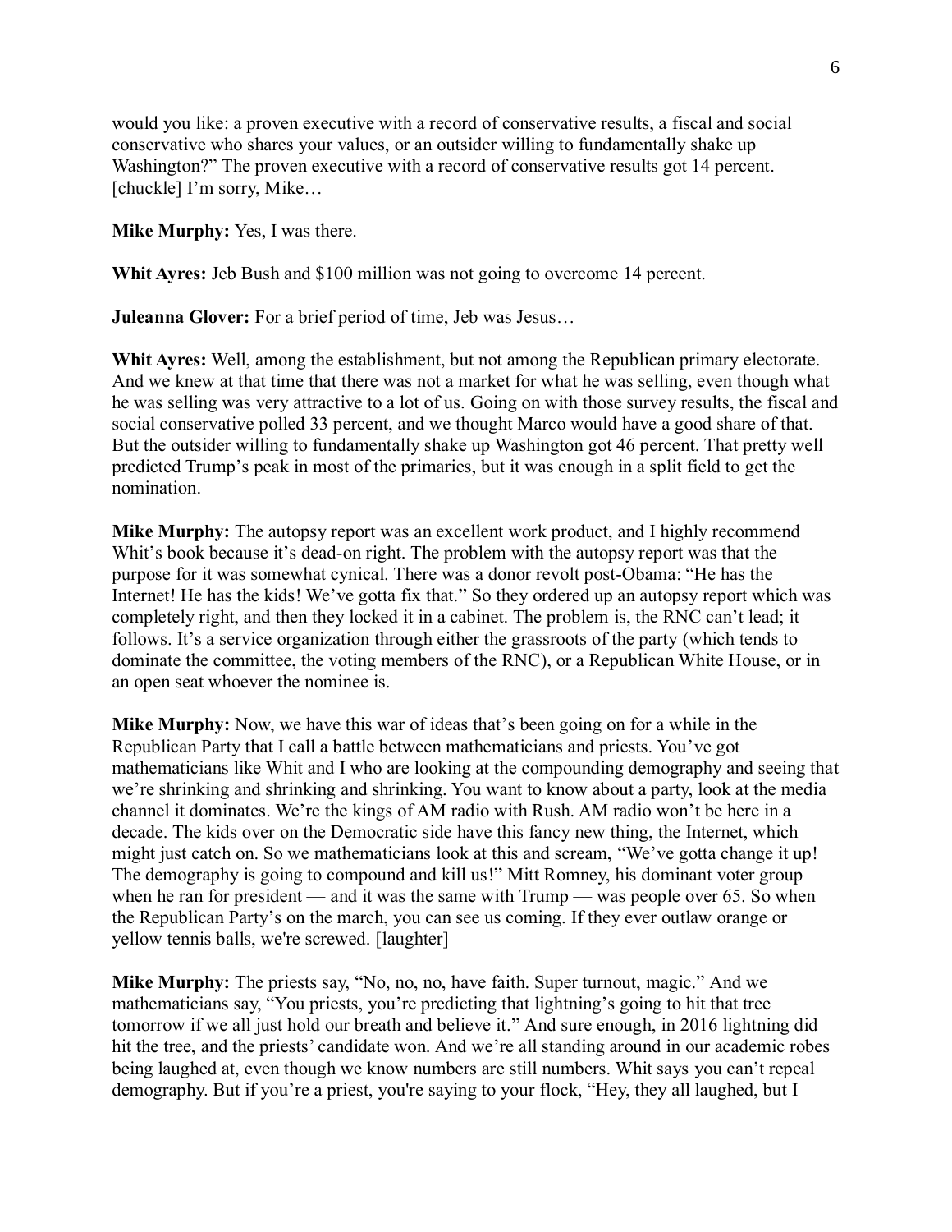would you like: a proven executive with a record of conservative results, a fiscal and social conservative who shares your values, or an outsider willing to fundamentally shake up Washington?" The proven executive with a record of conservative results got 14 percent. [chuckle] I'm sorry, Mike…

**Mike Murphy:** Yes, I was there.

**Whit Ayres:** Jeb Bush and $100 million was not going to overcome 14 percent.

**Juleanna Glover:** For a brief period of time, Jeb was Jesus…

**Whit Ayres:** Well, among the establishment, but not among the Republican primary electorate. And we knew at that time that there was not a market for what he was selling, even though what he was selling was very attractive to a lot of us. Going on with those survey results, the fiscal and social conservative polled 33 percent, and we thought Marco would have a good share of that. But the outsider willing to fundamentally shake up Washington got 46 percent. That pretty well predicted Trump's peak in most of the primaries, but it was enough in a split field to get the nomination.

**Mike Murphy:** The autopsy report was an excellent work product, and I highly recommend Whit's book because it's dead-on right. The problem with the autopsy report was that the purpose for it was somewhat cynical. There was a donor revolt post-Obama: "He has the Internet! He has the kids! We've gotta fix that." So they ordered up an autopsy report which was completely right, and then they locked it in a cabinet. The problem is, the RNC can't lead; it follows. It's a service organization through either the grassroots of the party (which tends to dominate the committee, the voting members of the RNC), or a Republican White House, or in an open seat whoever the nominee is.

**Mike Murphy:** Now, we have this war of ideas that's been going on for a while in the Republican Party that I call a battle between mathematicians and priests. You've got mathematicians like Whit and I who are looking at the compounding demography and seeing that we're shrinking and shrinking and shrinking. You want to know about a party, look at the media channel it dominates. We're the kings of AM radio with Rush. AM radio won't be here in a decade. The kids over on the Democratic side have this fancy new thing, the Internet, which might just catch on. So we mathematicians look at this and scream, "We've gotta change it up! The demography is going to compound and kill us!" Mitt Romney, his dominant voter group when he ran for president — and it was the same with Trump — was people over 65. So when the Republican Party's on the march, you can see us coming. If they ever outlaw orange or yellow tennis balls, we're screwed. [laughter]

**Mike Murphy:** The priests say, "No, no, no, have faith. Super turnout, magic." And we mathematicians say, "You priests, you're predicting that lightning's going to hit that tree tomorrow if we all just hold our breath and believe it." And sure enough, in 2016 lightning did hit the tree, and the priests' candidate won. And we're all standing around in our academic robes being laughed at, even though we know numbers are still numbers. Whit says you can't repeal demography. But if you're a priest, you're saying to your flock, "Hey, they all laughed, but I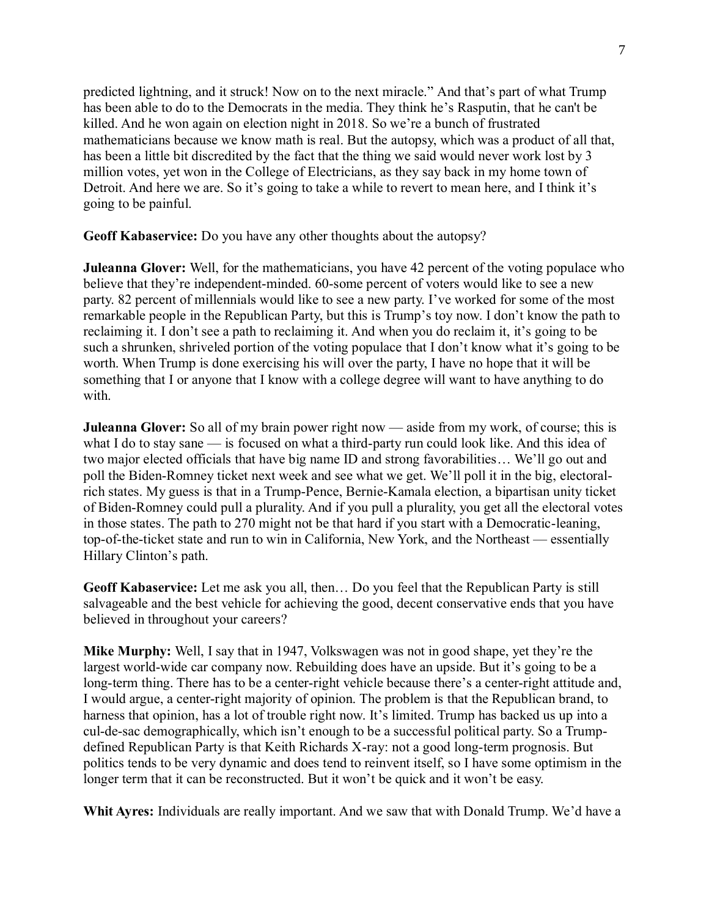predicted lightning, and it struck! Now on to the next miracle." And that's part of what Trump has been able to do to the Democrats in the media. They think he's Rasputin, that he can't be killed. And he won again on election night in 2018. So we're a bunch of frustrated mathematicians because we know math is real. But the autopsy, which was a product of all that, has been a little bit discredited by the fact that the thing we said would never work lost by 3 million votes, yet won in the College of Electricians, as they say back in my home town of Detroit. And here we are. So it's going to take a while to revert to mean here, and I think it's going to be painful.

**Geoff Kabaservice:** Do you have any other thoughts about the autopsy?

**Juleanna Glover:** Well, for the mathematicians, you have 42 percent of the voting populace who believe that they're independent-minded. 60-some percent of voters would like to see a new party. 82 percent of millennials would like to see a new party. I've worked for some of the most remarkable people in the Republican Party, but this is Trump's toy now. I don't know the path to reclaiming it. I don't see a path to reclaiming it. And when you do reclaim it, it's going to be such a shrunken, shriveled portion of the voting populace that I don't know what it's going to be worth. When Trump is done exercising his will over the party, I have no hope that it will be something that I or anyone that I know with a college degree will want to have anything to do with.

**Juleanna Glover:** So all of my brain power right now — aside from my work, of course; this is what I do to stay sane — is focused on what a third-party run could look like. And this idea of two major elected officials that have big name ID and strong favorabilities… We'll go out and poll the Biden-Romney ticket next week and see what we get. We'll poll it in the big, electoral-rich states. My guess is that in a Trump-Pence, Bernie-Kamala election, a bipartisan unity ticket of Biden-Romney could pull a plurality. And if you pull a plurality, you get all the electoral votes in those states. The path to 270 might not be that hard if you start with a Democratic-leaning, top-of-the-ticket state and run to win in California, New York, and the Northeast — essentially Hillary Clinton's path.

**Geoff Kabaservice:** Let me ask you all, then… Do you feel that the Republican Party is still salvageable and the best vehicle for achieving the good, decent conservative ends that you have believed in throughout your careers?

**Mike Murphy:** Well, I say that in 1947, Volkswagen was not in good shape, yet they're the largest world-wide car company now. Rebuilding does have an upside. But it's going to be a long-term thing. There has to be a center-right vehicle because there's a center-right attitude and, I would argue, a center-right majority of opinion. The problem is that the Republican brand, to harness that opinion, has a lot of trouble right now. It's limited. Trump has backed us up into a cul-de-sac demographically, which isn't enough to be a successful political party. So a Trump-defined Republican Party is that Keith Richards X-ray: not a good long-term prognosis. But politics tends to be very dynamic and does tend to reinvent itself, so I have some optimism in the longer term that it can be reconstructed. But it won't be quick and it won't be easy.

**Whit Ayres:** Individuals are really important. And we saw that with Donald Trump. We'd have a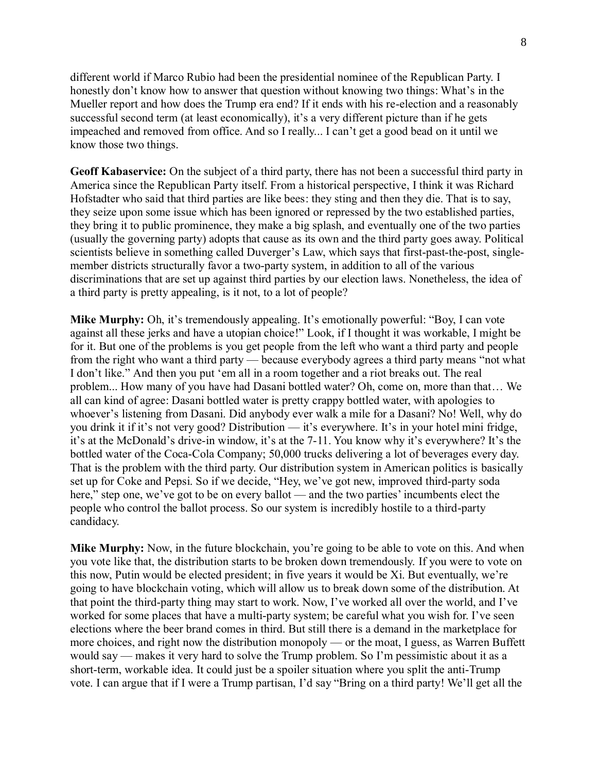different world if Marco Rubio had been the presidential nominee of the Republican Party. I honestly don't know how to answer that question without knowing two things: What's in the Mueller report and how does the Trump era end? If it ends with his re-election and a reasonably successful second term (at least economically), it's a very different picture than if he gets impeached and removed from office. And so I really... I can't get a good bead on it until we know those two things.

**Geoff Kabaservice:** On the subject of a third party, there has not been a successful third party in America since the Republican Party itself. From a historical perspective, I think it was Richard Hofstadter who said that third parties are like bees: they sting and then they die. That is to say, they seize upon some issue which has been ignored or repressed by the two established parties, they bring it to public prominence, they make a big splash, and eventually one of the two parties (usually the governing party) adopts that cause as its own and the third party goes away. Political scientists believe in something called Duverger's Law, which says that first-past-the-post, single-member districts structurally favor a two-party system, in addition to all of the various discriminations that are set up against third parties by our election laws. Nonetheless, the idea of a third party is pretty appealing, is it not, to a lot of people?

**Mike Murphy:** Oh, it's tremendously appealing. It's emotionally powerful: "Boy, I can vote against all these jerks and have a utopian choice!" Look, if I thought it was workable, I might be for it. But one of the problems is you get people from the left who want a third party and people from the right who want a third party — because everybody agrees a third party means "not what I don't like." And then you put 'em all in a room together and a riot breaks out. The real problem... How many of you have had Dasani bottled water? Oh, come on, more than that… We all can kind of agree: Dasani bottled water is pretty crappy bottled water, with apologies to whoever's listening from Dasani. Did anybody ever walk a mile for a Dasani? No! Well, why do you drink it if it's not very good? Distribution — it's everywhere. It's in your hotel mini fridge, it's at the McDonald's drive-in window, it's at the 7-11. You know why it's everywhere? It's the bottled water of the Coca-Cola Company; 50,000 trucks delivering a lot of beverages every day. That is the problem with the third party. Our distribution system in American politics is basically set up for Coke and Pepsi. So if we decide, "Hey, we've got new, improved third-party soda here," step one, we've got to be on every ballot — and the two parties' incumbents elect the people who control the ballot process. So our system is incredibly hostile to a third-party candidacy.

**Mike Murphy:** Now, in the future blockchain, you're going to be able to vote on this. And when you vote like that, the distribution starts to be broken down tremendously. If you were to vote on this now, Putin would be elected president; in five years it would be Xi. But eventually, we're going to have blockchain voting, which will allow us to break down some of the distribution. At that point the third-party thing may start to work. Now, I've worked all over the world, and I've worked for some places that have a multi-party system; be careful what you wish for. I've seen elections where the beer brand comes in third. But still there is a demand in the marketplace for more choices, and right now the distribution monopoly — or the moat, I guess, as Warren Buffett would say — makes it very hard to solve the Trump problem. So I'm pessimistic about it as a short-term, workable idea. It could just be a spoiler situation where you split the anti-Trump vote. I can argue that if I were a Trump partisan, I'd say "Bring on a third party! We'll get all the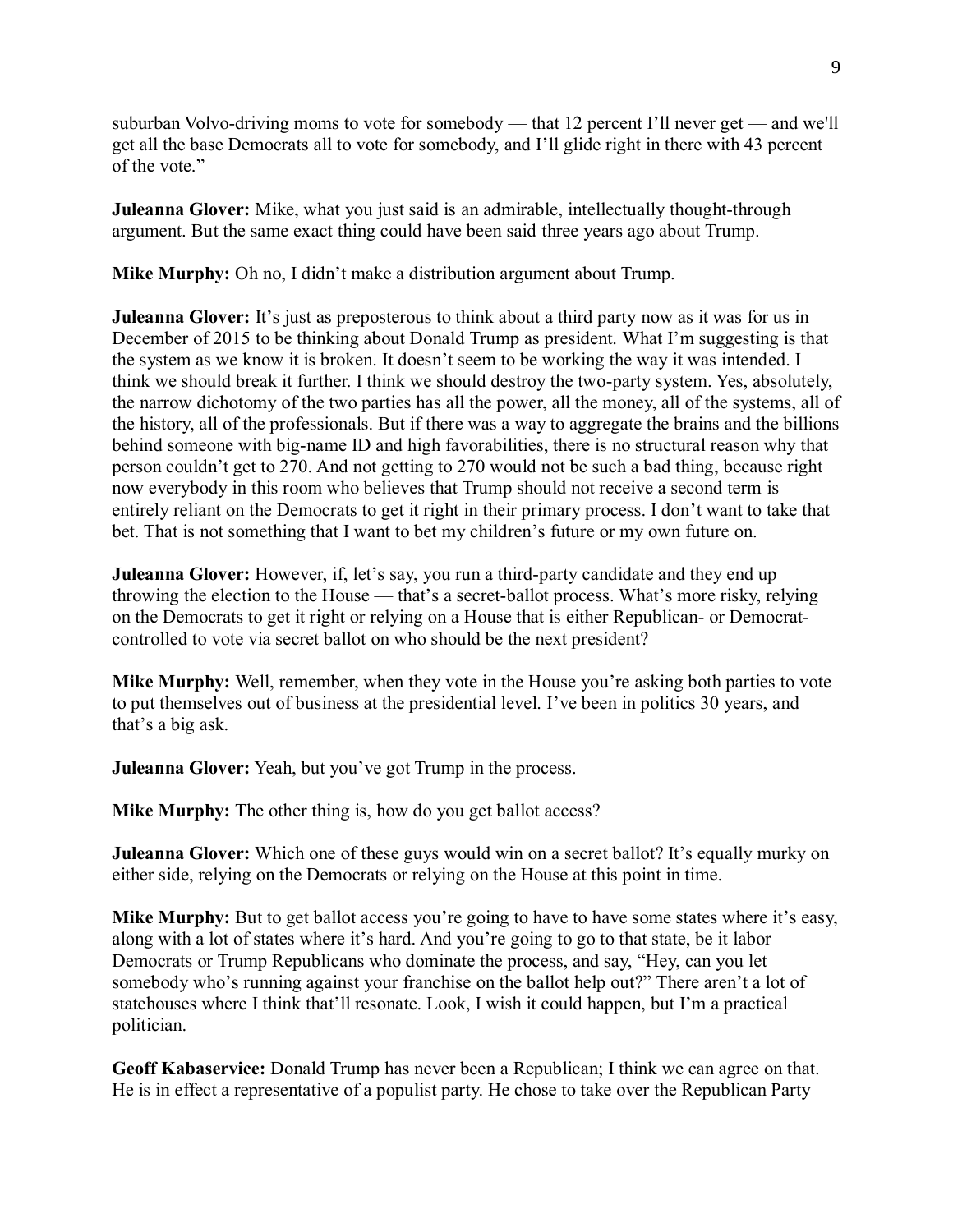suburban Volvo-driving moms to vote for somebody — that 12 percent I'll never get — and we'll get all the base Democrats all to vote for somebody, and I'll glide right in there with 43 percent of the vote."

**Juleanna Glover:** Mike, what you just said is an admirable, intellectually thought-through argument. But the same exact thing could have been said three years ago about Trump.

**Mike Murphy:** Oh no, I didn't make a distribution argument about Trump.

**Juleanna Glover:** It's just as preposterous to think about a third party now as it was for us in December of 2015 to be thinking about Donald Trump as president. What I'm suggesting is that the system as we know it is broken. It doesn't seem to be working the way it was intended. I think we should break it further. I think we should destroy the two-party system. Yes, absolutely, the narrow dichotomy of the two parties has all the power, all the money, all of the systems, all of the history, all of the professionals. But if there was a way to aggregate the brains and the billions behind someone with big-name ID and high favorabilities, there is no structural reason why that person couldn't get to 270. And not getting to 270 would not be such a bad thing, because right now everybody in this room who believes that Trump should not receive a second term is entirely reliant on the Democrats to get it right in their primary process. I don't want to take that bet. That is not something that I want to bet my children's future or my own future on.

**Juleanna Glover:** However, if, let's say, you run a third-party candidate and they end up throwing the election to the House — that's a secret-ballot process. What's more risky, relying on the Democrats to get it right or relying on a House that is either Republican- or Democrat-controlled to vote via secret ballot on who should be the next president?

**Mike Murphy:** Well, remember, when they vote in the House you're asking both parties to vote to put themselves out of business at the presidential level. I've been in politics 30 years, and that's a big ask.

**Juleanna Glover:** Yeah, but you've got Trump in the process.

**Mike Murphy:** The other thing is, how do you get ballot access?

**Juleanna Glover:** Which one of these guys would win on a secret ballot? It's equally murky on either side, relying on the Democrats or relying on the House at this point in time.

**Mike Murphy:** But to get ballot access you're going to have to have some states where it's easy, along with a lot of states where it's hard. And you're going to go to that state, be it labor Democrats or Trump Republicans who dominate the process, and say, "Hey, can you let somebody who's running against your franchise on the ballot help out?" There aren't a lot of statehouses where I think that'll resonate. Look, I wish it could happen, but I'm a practical politician.

**Geoff Kabaservice:** Donald Trump has never been a Republican; I think we can agree on that. He is in effect a representative of a populist party. He chose to take over the Republican Party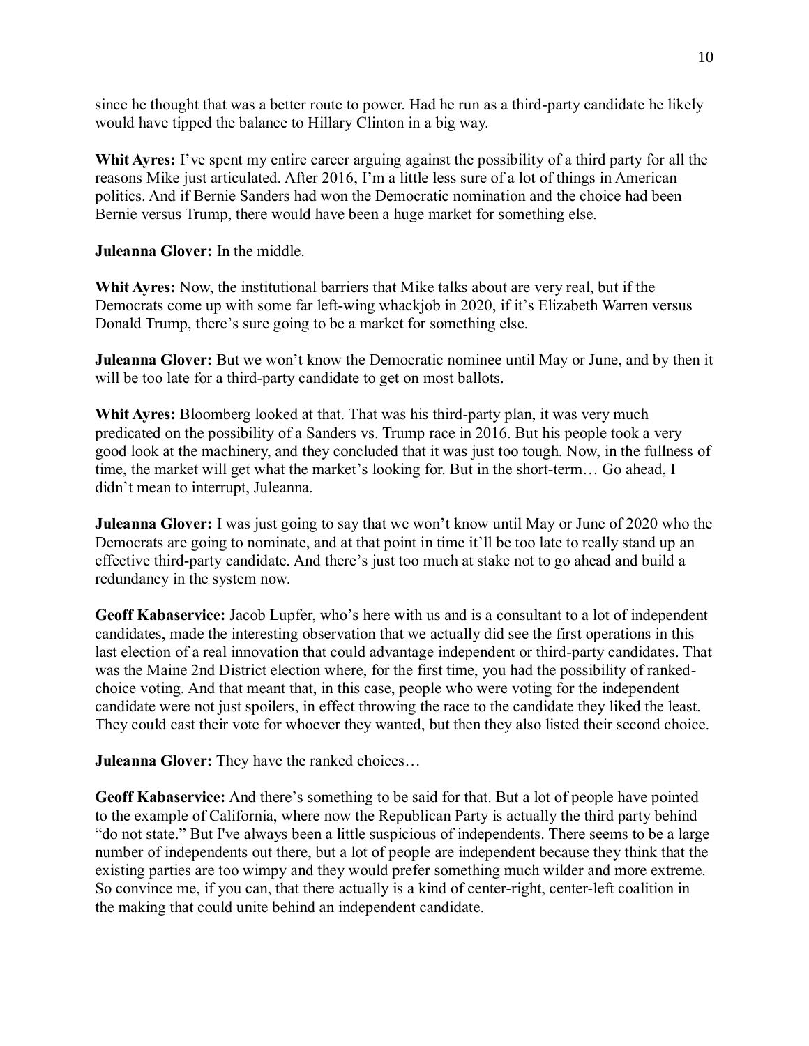since he thought that was a better route to power. Had he run as a third-party candidate he likely would have tipped the balance to Hillary Clinton in a big way.

**Whit Ayres:** I've spent my entire career arguing against the possibility of a third party for all the reasons Mike just articulated. After 2016, I'm a little less sure of a lot of things in American politics. And if Bernie Sanders had won the Democratic nomination and the choice had been Bernie versus Trump, there would have been a huge market for something else.

**Juleanna Glover:** In the middle.

**Whit Ayres:** Now, the institutional barriers that Mike talks about are very real, but if the Democrats come up with some far left-wing whackjob in 2020, if it's Elizabeth Warren versus Donald Trump, there's sure going to be a market for something else.

**Juleanna Glover:** But we won't know the Democratic nominee until May or June, and by then it will be too late for a third-party candidate to get on most ballots.

**Whit Ayres:** Bloomberg looked at that. That was his third-party plan, it was very much predicated on the possibility of a Sanders vs. Trump race in 2016. But his people took a very good look at the machinery, and they concluded that it was just too tough. Now, in the fullness of time, the market will get what the market's looking for. But in the short-term… Go ahead, I didn't mean to interrupt, Juleanna.

**Juleanna Glover:** I was just going to say that we won't know until May or June of 2020 who the Democrats are going to nominate, and at that point in time it'll be too late to really stand up an effective third-party candidate. And there's just too much at stake not to go ahead and build a redundancy in the system now.

**Geoff Kabaservice:** Jacob Lupfer, who's here with us and is a consultant to a lot of independent candidates, made the interesting observation that we actually did see the first operations in this last election of a real innovation that could advantage independent or third-party candidates. That was the Maine 2nd District election where, for the first time, you had the possibility of ranked-choice voting. And that meant that, in this case, people who were voting for the independent candidate were not just spoilers, in effect throwing the race to the candidate they liked the least. They could cast their vote for whoever they wanted, but then they also listed their second choice.

**Juleanna Glover:** They have the ranked choices…

**Geoff Kabaservice:** And there's something to be said for that. But a lot of people have pointed to the example of California, where now the Republican Party is actually the third party behind "do not state." But I've always been a little suspicious of independents. There seems to be a large number of independents out there, but a lot of people are independent because they think that the existing parties are too wimpy and they would prefer something much wilder and more extreme. So convince me, if you can, that there actually is a kind of center-right, center-left coalition in the making that could unite behind an independent candidate.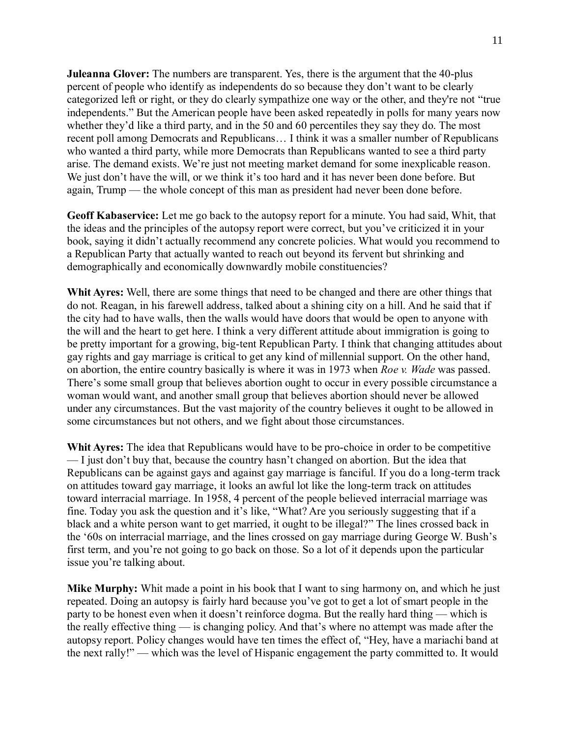**Juleanna Glover:** The numbers are transparent. Yes, there is the argument that the 40-plus percent of people who identify as independents do so because they don't want to be clearly categorized left or right, or they do clearly sympathize one way or the other, and they're not "true independents." But the American people have been asked repeatedly in polls for many years now whether they'd like a third party, and in the 50 and 60 percentiles they say they do. The most recent poll among Democrats and Republicans… I think it was a smaller number of Republicans who wanted a third party, while more Democrats than Republicans wanted to see a third party arise. The demand exists. We're just not meeting market demand for some inexplicable reason. We just don't have the will, or we think it's too hard and it has never been done before. But again, Trump — the whole concept of this man as president had never been done before.

**Geoff Kabaservice:** Let me go back to the autopsy report for a minute. You had said, Whit, that the ideas and the principles of the autopsy report were correct, but you've criticized it in your book, saying it didn't actually recommend any concrete policies. What would you recommend to a Republican Party that actually wanted to reach out beyond its fervent but shrinking and demographically and economically downwardly mobile constituencies?

**Whit Ayres:** Well, there are some things that need to be changed and there are other things that do not. Reagan, in his farewell address, talked about a shining city on a hill. And he said that if the city had to have walls, then the walls would have doors that would be open to anyone with the will and the heart to get here. I think a very different attitude about immigration is going to be pretty important for a growing, big-tent Republican Party. I think that changing attitudes about gay rights and gay marriage is critical to get any kind of millennial support. On the other hand, on abortion, the entire country basically is where it was in 1973 when *Roe v. Wade* was passed. There's some small group that believes abortion ought to occur in every possible circumstance a woman would want, and another small group that believes abortion should never be allowed under any circumstances. But the vast majority of the country believes it ought to be allowed in some circumstances but not others, and we fight about those circumstances.

**Whit Ayres:** The idea that Republicans would have to be pro-choice in order to be competitive — I just don't buy that, because the country hasn't changed on abortion. But the idea that Republicans can be against gays and against gay marriage is fanciful. If you do a long-term track on attitudes toward gay marriage, it looks an awful lot like the long-term track on attitudes toward interracial marriage. In 1958, 4 percent of the people believed interracial marriage was fine. Today you ask the question and it's like, "What? Are you seriously suggesting that if a black and a white person want to get married, it ought to be illegal?" The lines crossed back in the '60s on interracial marriage, and the lines crossed on gay marriage during George W. Bush's first term, and you're not going to go back on those. So a lot of it depends upon the particular issue you're talking about.

**Mike Murphy:** Whit made a point in his book that I want to sing harmony on, and which he just repeated. Doing an autopsy is fairly hard because you've got to get a lot of smart people in the party to be honest even when it doesn't reinforce dogma. But the really hard thing — which is the really effective thing — is changing policy. And that's where no attempt was made after the autopsy report. Policy changes would have ten times the effect of, "Hey, have a mariachi band at the next rally!" — which was the level of Hispanic engagement the party committed to. It would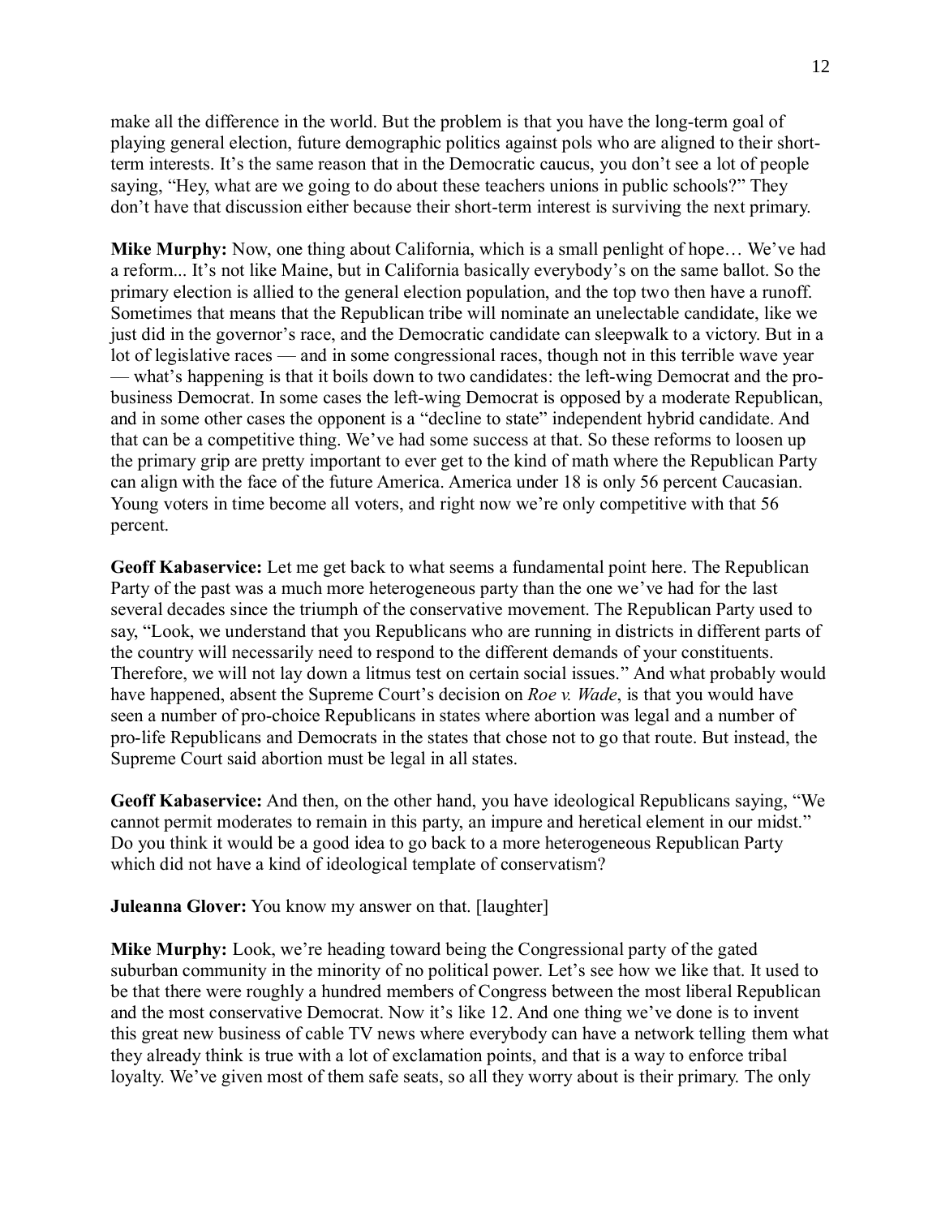make all the difference in the world. But the problem is that you have the long-term goal of playing general election, future demographic politics against pols who are aligned to their short-term interests. It's the same reason that in the Democratic caucus, you don't see a lot of people saying, "Hey, what are we going to do about these teachers unions in public schools?" They don't have that discussion either because their short-term interest is surviving the next primary.

**Mike Murphy:** Now, one thing about California, which is a small penlight of hope… We've had a reform... It's not like Maine, but in California basically everybody's on the same ballot. So the primary election is allied to the general election population, and the top two then have a runoff. Sometimes that means that the Republican tribe will nominate an unelectable candidate, like we just did in the governor's race, and the Democratic candidate can sleepwalk to a victory. But in a lot of legislative races — and in some congressional races, though not in this terrible wave year — what's happening is that it boils down to two candidates: the left-wing Democrat and the pro-business Democrat. In some cases the left-wing Democrat is opposed by a moderate Republican, and in some other cases the opponent is a "decline to state" independent hybrid candidate. And that can be a competitive thing. We've had some success at that. So these reforms to loosen up the primary grip are pretty important to ever get to the kind of math where the Republican Party can align with the face of the future America. America under 18 is only 56 percent Caucasian. Young voters in time become all voters, and right now we're only competitive with that 56 percent.

**Geoff Kabaservice:** Let me get back to what seems a fundamental point here. The Republican Party of the past was a much more heterogeneous party than the one we've had for the last several decades since the triumph of the conservative movement. The Republican Party used to say, "Look, we understand that you Republicans who are running in districts in different parts of the country will necessarily need to respond to the different demands of your constituents. Therefore, we will not lay down a litmus test on certain social issues." And what probably would have happened, absent the Supreme Court's decision on *Roe v. Wade*, is that you would have seen a number of pro-choice Republicans in states where abortion was legal and a number of pro-life Republicans and Democrats in the states that chose not to go that route. But instead, the Supreme Court said abortion must be legal in all states.

**Geoff Kabaservice:** And then, on the other hand, you have ideological Republicans saying, "We cannot permit moderates to remain in this party, an impure and heretical element in our midst." Do you think it would be a good idea to go back to a more heterogeneous Republican Party which did not have a kind of ideological template of conservatism?

**Juleanna Glover:** You know my answer on that. [laughter]

**Mike Murphy:** Look, we're heading toward being the Congressional party of the gated suburban community in the minority of no political power. Let's see how we like that. It used to be that there were roughly a hundred members of Congress between the most liberal Republican and the most conservative Democrat. Now it's like 12. And one thing we've done is to invent this great new business of cable TV news where everybody can have a network telling them what they already think is true with a lot of exclamation points, and that is a way to enforce tribal loyalty. We've given most of them safe seats, so all they worry about is their primary. The only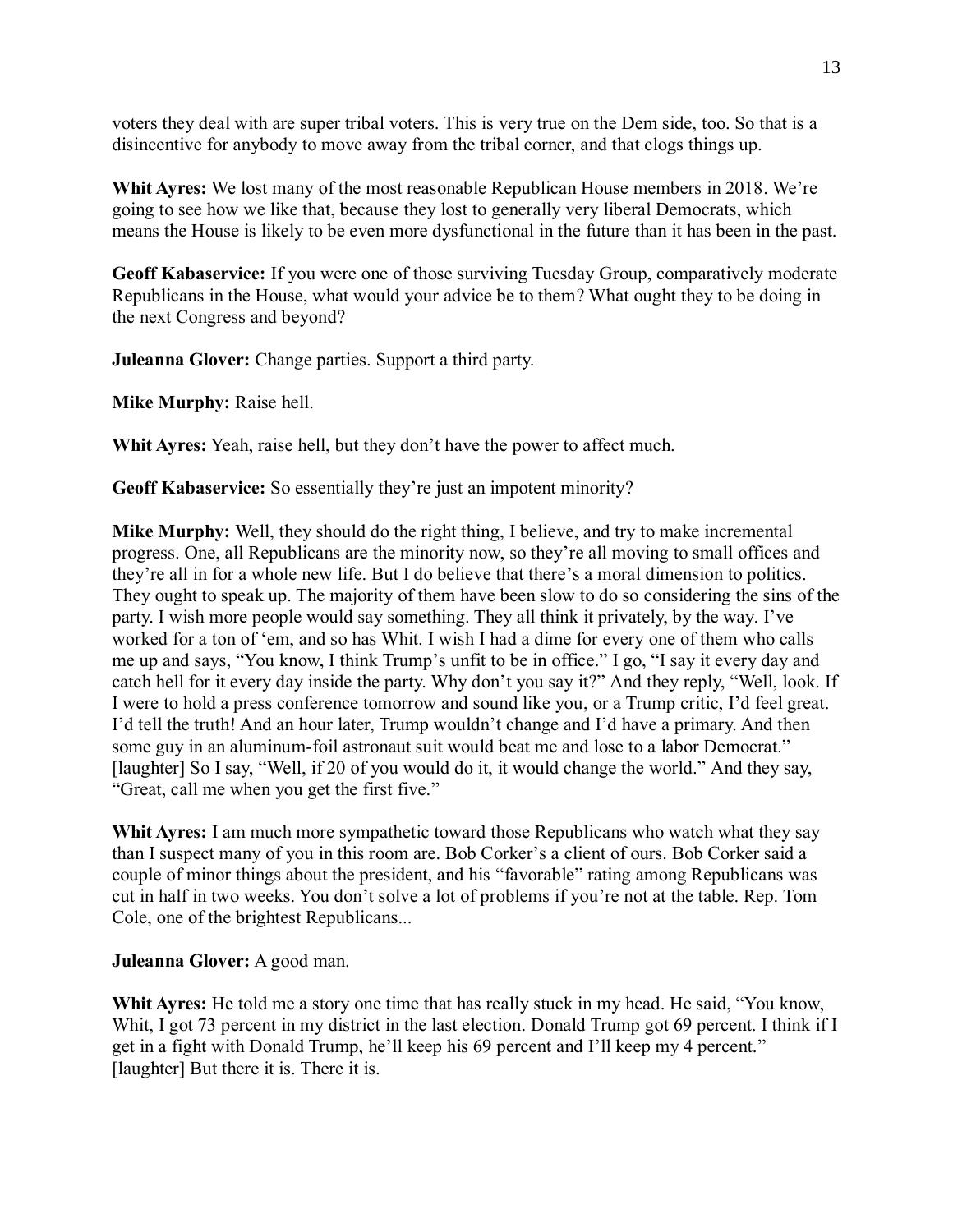voters they deal with are super tribal voters. This is very true on the Dem side, too. So that is a disincentive for anybody to move away from the tribal corner, and that clogs things up.

**Whit Ayres:** We lost many of the most reasonable Republican House members in 2018. We're going to see how we like that, because they lost to generally very liberal Democrats, which means the House is likely to be even more dysfunctional in the future than it has been in the past.

**Geoff Kabaservice:** If you were one of those surviving Tuesday Group, comparatively moderate Republicans in the House, what would your advice be to them? What ought they to be doing in the next Congress and beyond?

**Juleanna Glover:** Change parties. Support a third party.

**Mike Murphy:** Raise hell.

**Whit Ayres:** Yeah, raise hell, but they don't have the power to affect much.

**Geoff Kabaservice:** So essentially they're just an impotent minority?

**Mike Murphy:** Well, they should do the right thing, I believe, and try to make incremental progress. One, all Republicans are the minority now, so they're all moving to small offices and they're all in for a whole new life. But I do believe that there's a moral dimension to politics. They ought to speak up. The majority of them have been slow to do so considering the sins of the party. I wish more people would say something. They all think it privately, by the way. I've worked for a ton of 'em, and so has Whit. I wish I had a dime for every one of them who calls me up and says, "You know, I think Trump's unfit to be in office." I go, "I say it every day and catch hell for it every day inside the party. Why don't you say it?" And they reply, "Well, look. If I were to hold a press conference tomorrow and sound like you, or a Trump critic, I'd feel great. I'd tell the truth! And an hour later, Trump wouldn't change and I'd have a primary. And then some guy in an aluminum-foil astronaut suit would beat me and lose to a labor Democrat." [laughter] So I say, "Well, if 20 of you would do it, it would change the world." And they say, "Great, call me when you get the first five."

**Whit Ayres:** I am much more sympathetic toward those Republicans who watch what they say than I suspect many of you in this room are. Bob Corker's a client of ours. Bob Corker said a couple of minor things about the president, and his "favorable" rating among Republicans was cut in half in two weeks. You don't solve a lot of problems if you're not at the table. Rep. Tom Cole, one of the brightest Republicans...

**Juleanna Glover:** A good man.

**Whit Ayres:** He told me a story one time that has really stuck in my head. He said, "You know, Whit, I got 73 percent in my district in the last election. Donald Trump got 69 percent. I think if I get in a fight with Donald Trump, he'll keep his 69 percent and I'll keep my 4 percent." [laughter] But there it is. There it is.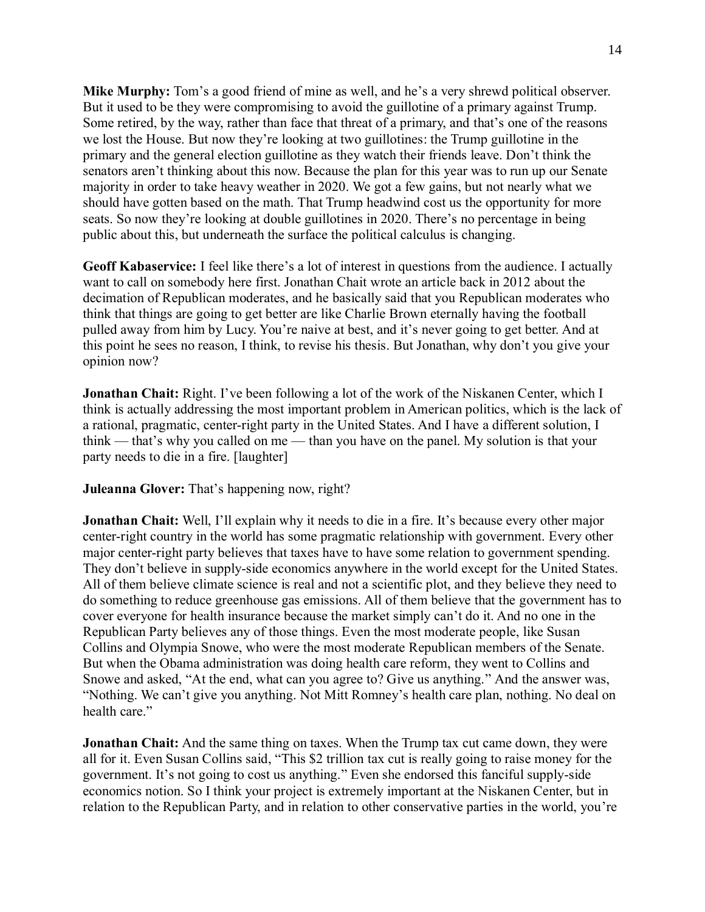**Mike Murphy:** Tom's a good friend of mine as well, and he's a very shrewd political observer. But it used to be they were compromising to avoid the guillotine of a primary against Trump. Some retired, by the way, rather than face that threat of a primary, and that's one of the reasons we lost the House. But now they're looking at two guillotines: the Trump guillotine in the primary and the general election guillotine as they watch their friends leave. Don't think the senators aren't thinking about this now. Because the plan for this year was to run up our Senate majority in order to take heavy weather in 2020. We got a few gains, but not nearly what we should have gotten based on the math. That Trump headwind cost us the opportunity for more seats. So now they're looking at double guillotines in 2020. There's no percentage in being public about this, but underneath the surface the political calculus is changing.

**Geoff Kabaservice:** I feel like there's a lot of interest in questions from the audience. I actually want to call on somebody here first. Jonathan Chait wrote an article back in 2012 about the decimation of Republican moderates, and he basically said that you Republican moderates who think that things are going to get better are like Charlie Brown eternally having the football pulled away from him by Lucy. You're naive at best, and it's never going to get better. And at this point he sees no reason, I think, to revise his thesis. But Jonathan, why don't you give your opinion now?

**Jonathan Chait:** Right. I've been following a lot of the work of the Niskanen Center, which I think is actually addressing the most important problem in American politics, which is the lack of a rational, pragmatic, center-right party in the United States. And I have a different solution, I think — that's why you called on me — than you have on the panel. My solution is that your party needs to die in a fire. [laughter]

**Juleanna Glover:** That's happening now, right?

**Jonathan Chait:** Well, I'll explain why it needs to die in a fire. It's because every other major center-right country in the world has some pragmatic relationship with government. Every other major center-right party believes that taxes have to have some relation to government spending. They don't believe in supply-side economics anywhere in the world except for the United States. All of them believe climate science is real and not a scientific plot, and they believe they need to do something to reduce greenhouse gas emissions. All of them believe that the government has to cover everyone for health insurance because the market simply can't do it. And no one in the Republican Party believes any of those things. Even the most moderate people, like Susan Collins and Olympia Snowe, who were the most moderate Republican members of the Senate. But when the Obama administration was doing health care reform, they went to Collins and Snowe and asked, "At the end, what can you agree to? Give us anything." And the answer was, "Nothing. We can't give you anything. Not Mitt Romney's health care plan, nothing. No deal on health care."

**Jonathan Chait:** And the same thing on taxes. When the Trump tax cut came down, they were all for it. Even Susan Collins said, "This $2 trillion tax cut is really going to raise money for the government. It's not going to cost us anything." Even she endorsed this fanciful supply-side economics notion. So I think your project is extremely important at the Niskanen Center, but in relation to the Republican Party, and in relation to other conservative parties in the world, you're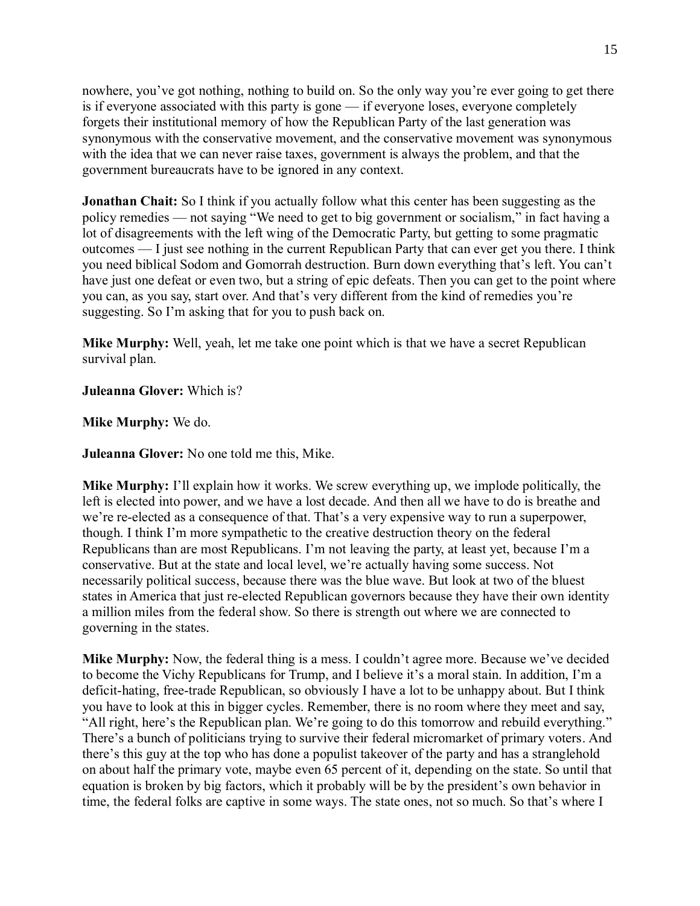nowhere, you've got nothing, nothing to build on. So the only way you're ever going to get there is if everyone associated with this party is gone — if everyone loses, everyone completely forgets their institutional memory of how the Republican Party of the last generation was synonymous with the conservative movement, and the conservative movement was synonymous with the idea that we can never raise taxes, government is always the problem, and that the government bureaucrats have to be ignored in any context.

**Jonathan Chait:** So I think if you actually follow what this center has been suggesting as the policy remedies — not saying "We need to get to big government or socialism," in fact having a lot of disagreements with the left wing of the Democratic Party, but getting to some pragmatic outcomes — I just see nothing in the current Republican Party that can ever get you there. I think you need biblical Sodom and Gomorrah destruction. Burn down everything that's left. You can't have just one defeat or even two, but a string of epic defeats. Then you can get to the point where you can, as you say, start over. And that's very different from the kind of remedies you're suggesting. So I'm asking that for you to push back on.

**Mike Murphy:** Well, yeah, let me take one point which is that we have a secret Republican survival plan.

**Juleanna Glover:** Which is?

**Mike Murphy:** We do.

**Juleanna Glover:** No one told me this, Mike.

**Mike Murphy:** I'll explain how it works. We screw everything up, we implode politically, the left is elected into power, and we have a lost decade. And then all we have to do is breathe and we're re-elected as a consequence of that. That's a very expensive way to run a superpower, though. I think I'm more sympathetic to the creative destruction theory on the federal Republicans than are most Republicans. I'm not leaving the party, at least yet, because I'm a conservative. But at the state and local level, we're actually having some success. Not necessarily political success, because there was the blue wave. But look at two of the bluest states in America that just re-elected Republican governors because they have their own identity a million miles from the federal show. So there is strength out where we are connected to governing in the states.

**Mike Murphy:** Now, the federal thing is a mess. I couldn't agree more. Because we've decided to become the Vichy Republicans for Trump, and I believe it's a moral stain. In addition, I'm a deficit-hating, free-trade Republican, so obviously I have a lot to be unhappy about. But I think you have to look at this in bigger cycles. Remember, there is no room where they meet and say, "All right, here's the Republican plan. We're going to do this tomorrow and rebuild everything." There's a bunch of politicians trying to survive their federal micromarket of primary voters. And there's this guy at the top who has done a populist takeover of the party and has a stranglehold on about half the primary vote, maybe even 65 percent of it, depending on the state. So until that equation is broken by big factors, which it probably will be by the president's own behavior in time, the federal folks are captive in some ways. The state ones, not so much. So that's where I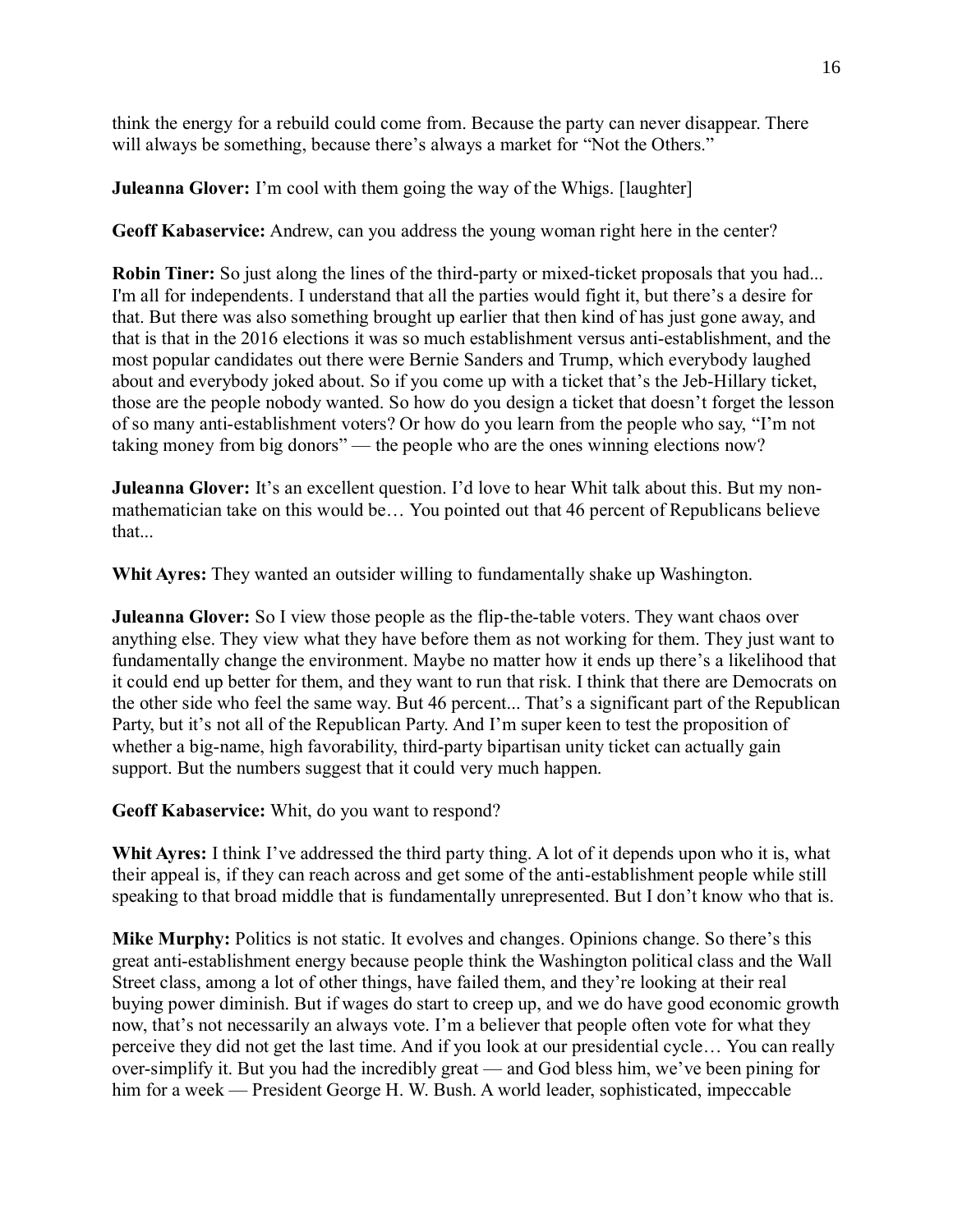think the energy for a rebuild could come from. Because the party can never disappear. There will always be something, because there's always a market for "Not the Others."

**Juleanna Glover:** I'm cool with them going the way of the Whigs. [laughter]

**Geoff Kabaservice:** Andrew, can you address the young woman right here in the center?

**Robin Tiner:** So just along the lines of the third-party or mixed-ticket proposals that you had... I'm all for independents. I understand that all the parties would fight it, but there's a desire for that. But there was also something brought up earlier that then kind of has just gone away, and that is that in the 2016 elections it was so much establishment versus anti-establishment, and the most popular candidates out there were Bernie Sanders and Trump, which everybody laughed about and everybody joked about. So if you come up with a ticket that's the Jeb-Hillary ticket, those are the people nobody wanted. So how do you design a ticket that doesn't forget the lesson of so many anti-establishment voters? Or how do you learn from the people who say, "I'm not taking money from big donors" — the people who are the ones winning elections now?

**Juleanna Glover:** It's an excellent question. I'd love to hear Whit talk about this. But my non-mathematician take on this would be… You pointed out that 46 percent of Republicans believe that...

**Whit Ayres:** They wanted an outsider willing to fundamentally shake up Washington.

**Juleanna Glover:** So I view those people as the flip-the-table voters. They want chaos over anything else. They view what they have before them as not working for them. They just want to fundamentally change the environment. Maybe no matter how it ends up there's a likelihood that it could end up better for them, and they want to run that risk. I think that there are Democrats on the other side who feel the same way. But 46 percent... That's a significant part of the Republican Party, but it's not all of the Republican Party. And I'm super keen to test the proposition of whether a big-name, high favorability, third-party bipartisan unity ticket can actually gain support. But the numbers suggest that it could very much happen.

**Geoff Kabaservice:** Whit, do you want to respond?

**Whit Ayres:** I think I've addressed the third party thing. A lot of it depends upon who it is, what their appeal is, if they can reach across and get some of the anti-establishment people while still speaking to that broad middle that is fundamentally unrepresented. But I don't know who that is.

**Mike Murphy:** Politics is not static. It evolves and changes. Opinions change. So there's this great anti-establishment energy because people think the Washington political class and the Wall Street class, among a lot of other things, have failed them, and they're looking at their real buying power diminish. But if wages do start to creep up, and we do have good economic growth now, that's not necessarily an always vote. I'm a believer that people often vote for what they perceive they did not get the last time. And if you look at our presidential cycle… You can really over-simplify it. But you had the incredibly great — and God bless him, we've been pining for him for a week — President George H. W. Bush. A world leader, sophisticated, impeccable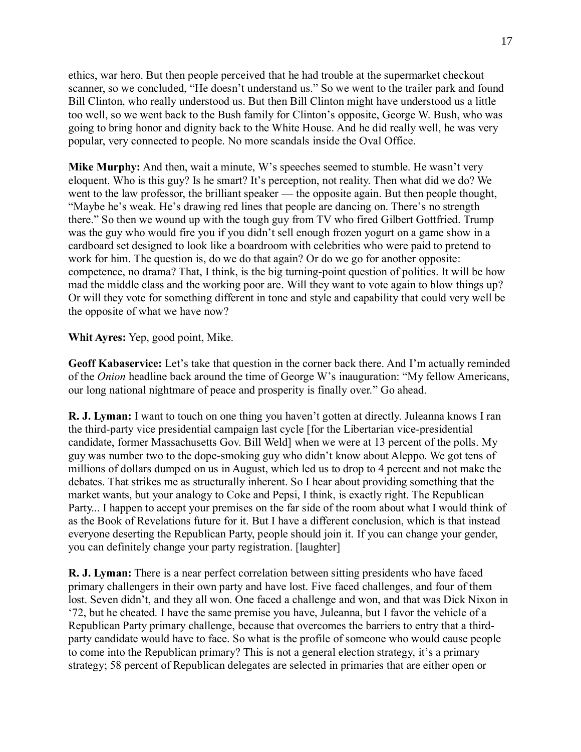ethics, war hero. But then people perceived that he had trouble at the supermarket checkout scanner, so we concluded, "He doesn't understand us." So we went to the trailer park and found Bill Clinton, who really understood us. But then Bill Clinton might have understood us a little too well, so we went back to the Bush family for Clinton's opposite, George W. Bush, who was going to bring honor and dignity back to the White House. And he did really well, he was very popular, very connected to people. No more scandals inside the Oval Office.

**Mike Murphy:** And then, wait a minute, W's speeches seemed to stumble. He wasn't very eloquent. Who is this guy? Is he smart? It's perception, not reality. Then what did we do? We went to the law professor, the brilliant speaker — the opposite again. But then people thought, "Maybe he's weak. He's drawing red lines that people are dancing on. There's no strength there." So then we wound up with the tough guy from TV who fired Gilbert Gottfried. Trump was the guy who would fire you if you didn't sell enough frozen yogurt on a game show in a cardboard set designed to look like a boardroom with celebrities who were paid to pretend to work for him. The question is, do we do that again? Or do we go for another opposite: competence, no drama? That, I think, is the big turning-point question of politics. It will be how mad the middle class and the working poor are. Will they want to vote again to blow things up? Or will they vote for something different in tone and style and capability that could very well be the opposite of what we have now?

**Whit Ayres:** Yep, good point, Mike.

**Geoff Kabaservice:** Let's take that question in the corner back there. And I'm actually reminded of the *Onion* headline back around the time of George W's inauguration: "My fellow Americans, our long national nightmare of peace and prosperity is finally over." Go ahead.

**R. J. Lyman:** I want to touch on one thing you haven't gotten at directly. Juleanna knows I ran the third-party vice presidential campaign last cycle [for the Libertarian vice-presidential candidate, former Massachusetts Gov. Bill Weld] when we were at 13 percent of the polls. My guy was number two to the dope-smoking guy who didn't know about Aleppo. We got tens of millions of dollars dumped on us in August, which led us to drop to 4 percent and not make the debates. That strikes me as structurally inherent. So I hear about providing something that the market wants, but your analogy to Coke and Pepsi, I think, is exactly right. The Republican Party... I happen to accept your premises on the far side of the room about what I would think of as the Book of Revelations future for it. But I have a different conclusion, which is that instead everyone deserting the Republican Party, people should join it. If you can change your gender, you can definitely change your party registration. [laughter]

**R. J. Lyman:** There is a near perfect correlation between sitting presidents who have faced primary challengers in their own party and have lost. Five faced challenges, and four of them lost. Seven didn't, and they all won. One faced a challenge and won, and that was Dick Nixon in '72, but he cheated. I have the same premise you have, Juleanna, but I favor the vehicle of a Republican Party primary challenge, because that overcomes the barriers to entry that a third-party candidate would have to face. So what is the profile of someone who would cause people to come into the Republican primary? This is not a general election strategy, it's a primary strategy; 58 percent of Republican delegates are selected in primaries that are either open or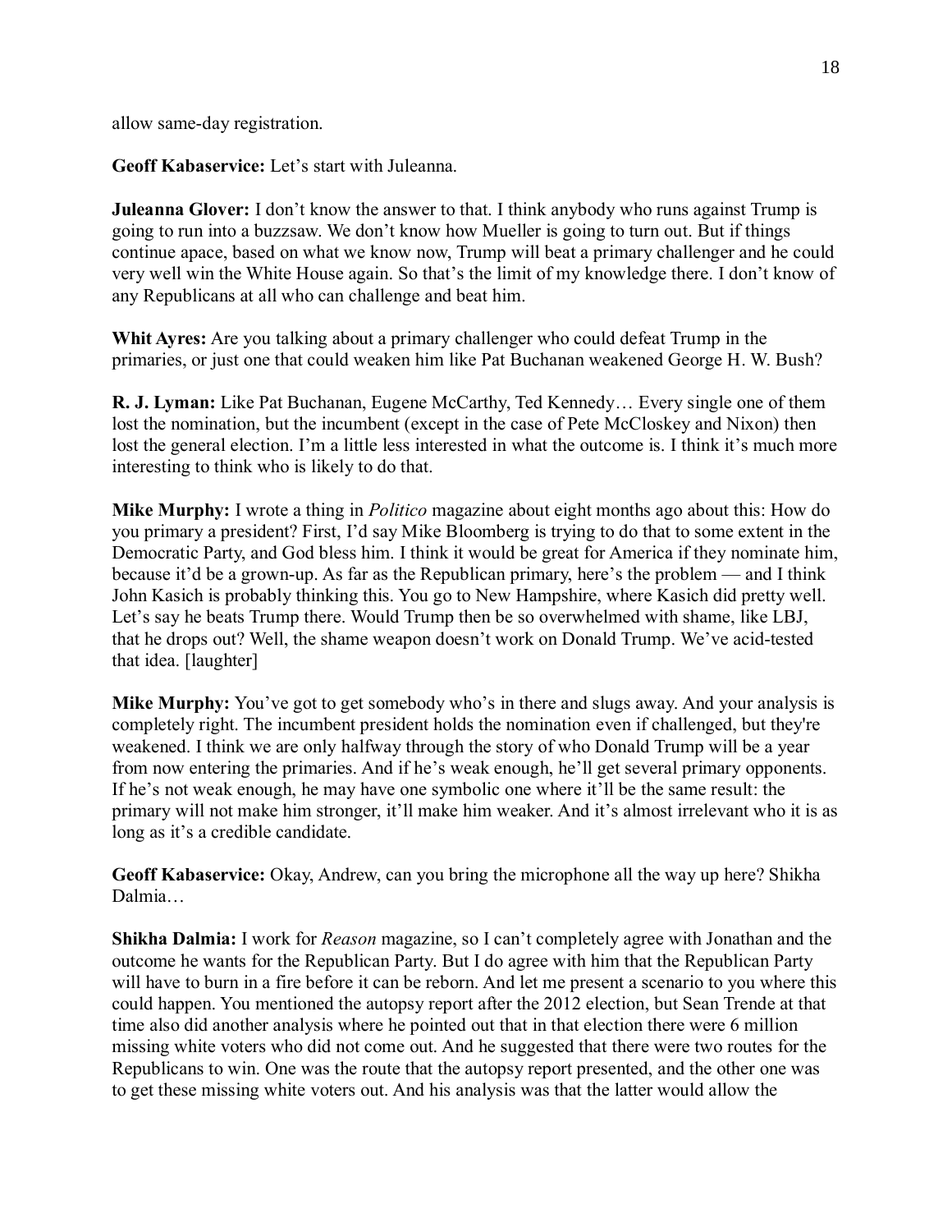allow same-day registration.

**Geoff Kabaservice:** Let's start with Juleanna.

**Juleanna Glover:** I don't know the answer to that. I think anybody who runs against Trump is going to run into a buzzsaw. We don't know how Mueller is going to turn out. But if things continue apace, based on what we know now, Trump will beat a primary challenger and he could very well win the White House again. So that's the limit of my knowledge there. I don't know of any Republicans at all who can challenge and beat him.

**Whit Ayres:** Are you talking about a primary challenger who could defeat Trump in the primaries, or just one that could weaken him like Pat Buchanan weakened George H. W. Bush?

**R. J. Lyman:** Like Pat Buchanan, Eugene McCarthy, Ted Kennedy… Every single one of them lost the nomination, but the incumbent (except in the case of Pete McCloskey and Nixon) then lost the general election. I'm a little less interested in what the outcome is. I think it's much more interesting to think who is likely to do that.

**Mike Murphy:** I wrote a thing in *Politico* magazine about eight months ago about this: How do you primary a president? First, I'd say Mike Bloomberg is trying to do that to some extent in the Democratic Party, and God bless him. I think it would be great for America if they nominate him, because it'd be a grown-up. As far as the Republican primary, here's the problem — and I think John Kasich is probably thinking this. You go to New Hampshire, where Kasich did pretty well. Let's say he beats Trump there. Would Trump then be so overwhelmed with shame, like LBJ, that he drops out? Well, the shame weapon doesn't work on Donald Trump. We've acid-tested that idea. [laughter]

**Mike Murphy:** You've got to get somebody who's in there and slugs away. And your analysis is completely right. The incumbent president holds the nomination even if challenged, but they're weakened. I think we are only halfway through the story of who Donald Trump will be a year from now entering the primaries. And if he's weak enough, he'll get several primary opponents. If he's not weak enough, he may have one symbolic one where it'll be the same result: the primary will not make him stronger, it'll make him weaker. And it's almost irrelevant who it is as long as it's a credible candidate.

**Geoff Kabaservice:** Okay, Andrew, can you bring the microphone all the way up here? Shikha Dalmia…

**Shikha Dalmia:** I work for *Reason* magazine, so I can't completely agree with Jonathan and the outcome he wants for the Republican Party. But I do agree with him that the Republican Party will have to burn in a fire before it can be reborn. And let me present a scenario to you where this could happen. You mentioned the autopsy report after the 2012 election, but Sean Trende at that time also did another analysis where he pointed out that in that election there were 6 million missing white voters who did not come out. And he suggested that there were two routes for the Republicans to win. One was the route that the autopsy report presented, and the other one was to get these missing white voters out. And his analysis was that the latter would allow the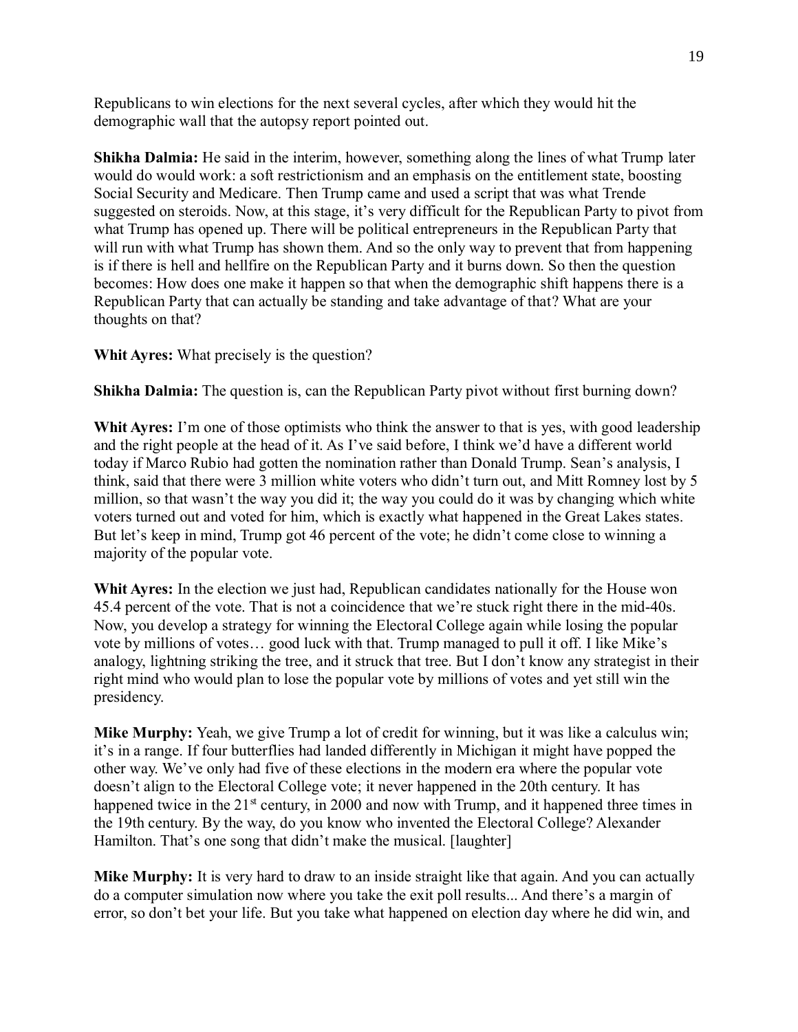Republicans to win elections for the next several cycles, after which they would hit the demographic wall that the autopsy report pointed out.

**Shikha Dalmia:** He said in the interim, however, something along the lines of what Trump later would do would work: a soft restrictionism and an emphasis on the entitlement state, boosting Social Security and Medicare. Then Trump came and used a script that was what Trende suggested on steroids. Now, at this stage, it's very difficult for the Republican Party to pivot from what Trump has opened up. There will be political entrepreneurs in the Republican Party that will run with what Trump has shown them. And so the only way to prevent that from happening is if there is hell and hellfire on the Republican Party and it burns down. So then the question becomes: How does one make it happen so that when the demographic shift happens there is a Republican Party that can actually be standing and take advantage of that? What are your thoughts on that?

**Whit Ayres:** What precisely is the question?

**Shikha Dalmia:** The question is, can the Republican Party pivot without first burning down?

**Whit Ayres:** I'm one of those optimists who think the answer to that is yes, with good leadership and the right people at the head of it. As I've said before, I think we'd have a different world today if Marco Rubio had gotten the nomination rather than Donald Trump. Sean's analysis, I think, said that there were 3 million white voters who didn't turn out, and Mitt Romney lost by 5 million, so that wasn't the way you did it; the way you could do it was by changing which white voters turned out and voted for him, which is exactly what happened in the Great Lakes states. But let's keep in mind, Trump got 46 percent of the vote; he didn't come close to winning a majority of the popular vote.

**Whit Ayres:** In the election we just had, Republican candidates nationally for the House won 45.4 percent of the vote. That is not a coincidence that we're stuck right there in the mid-40s. Now, you develop a strategy for winning the Electoral College again while losing the popular vote by millions of votes… good luck with that. Trump managed to pull it off. I like Mike's analogy, lightning striking the tree, and it struck that tree. But I don't know any strategist in their right mind who would plan to lose the popular vote by millions of votes and yet still win the presidency.

**Mike Murphy:** Yeah, we give Trump a lot of credit for winning, but it was like a calculus win; it's in a range. If four butterflies had landed differently in Michigan it might have popped the other way. We've only had five of these elections in the modern era where the popular vote doesn't align to the Electoral College vote; it never happened in the 20th century. It has happened twice in the 21st century, in 2000 and now with Trump, and it happened three times in the 19th century. By the way, do you know who invented the Electoral College? Alexander Hamilton. That's one song that didn't make the musical. [laughter]

**Mike Murphy:** It is very hard to draw to an inside straight like that again. And you can actually do a computer simulation now where you take the exit poll results... And there's a margin of error, so don't bet your life. But you take what happened on election day where he did win, and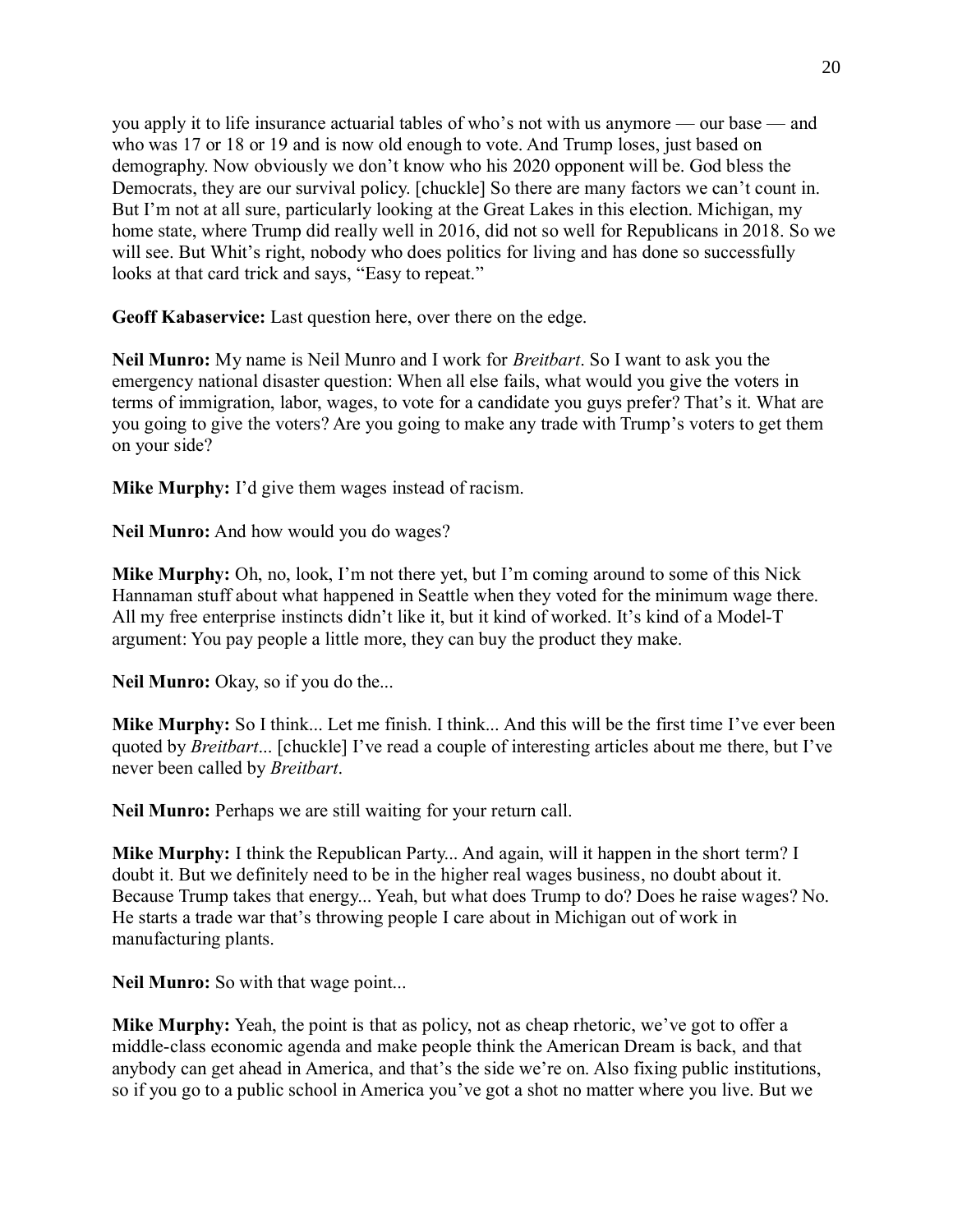you apply it to life insurance actuarial tables of who's not with us anymore — our base — and who was 17 or 18 or 19 and is now old enough to vote. And Trump loses, just based on demography. Now obviously we don't know who his 2020 opponent will be. God bless the Democrats, they are our survival policy. [chuckle] So there are many factors we can't count in. But I'm not at all sure, particularly looking at the Great Lakes in this election. Michigan, my home state, where Trump did really well in 2016, did not so well for Republicans in 2018. So we will see. But Whit's right, nobody who does politics for living and has done so successfully looks at that card trick and says, "Easy to repeat."

**Geoff Kabaservice:** Last question here, over there on the edge.

**Neil Munro:** My name is Neil Munro and I work for *Breitbart*. So I want to ask you the emergency national disaster question: When all else fails, what would you give the voters in terms of immigration, labor, wages, to vote for a candidate you guys prefer? That's it. What are you going to give the voters? Are you going to make any trade with Trump's voters to get them on your side?

**Mike Murphy:** I'd give them wages instead of racism.

**Neil Munro:** And how would you do wages?

**Mike Murphy:** Oh, no, look, I'm not there yet, but I'm coming around to some of this Nick Hannaman stuff about what happened in Seattle when they voted for the minimum wage there. All my free enterprise instincts didn't like it, but it kind of worked. It's kind of a Model-T argument: You pay people a little more, they can buy the product they make.

**Neil Munro:** Okay, so if you do the...

**Mike Murphy:** So I think... Let me finish. I think... And this will be the first time I've ever been quoted by *Breitbart*... [chuckle] I've read a couple of interesting articles about me there, but I've never been called by *Breitbart*.

**Neil Munro:** Perhaps we are still waiting for your return call.

**Mike Murphy:** I think the Republican Party... And again, will it happen in the short term? I doubt it. But we definitely need to be in the higher real wages business, no doubt about it. Because Trump takes that energy... Yeah, but what does Trump to do? Does he raise wages? No. He starts a trade war that's throwing people I care about in Michigan out of work in manufacturing plants.

**Neil Munro:** So with that wage point...

**Mike Murphy:** Yeah, the point is that as policy, not as cheap rhetoric, we've got to offer a middle-class economic agenda and make people think the American Dream is back, and that anybody can get ahead in America, and that's the side we're on. Also fixing public institutions, so if you go to a public school in America you've got a shot no matter where you live. But we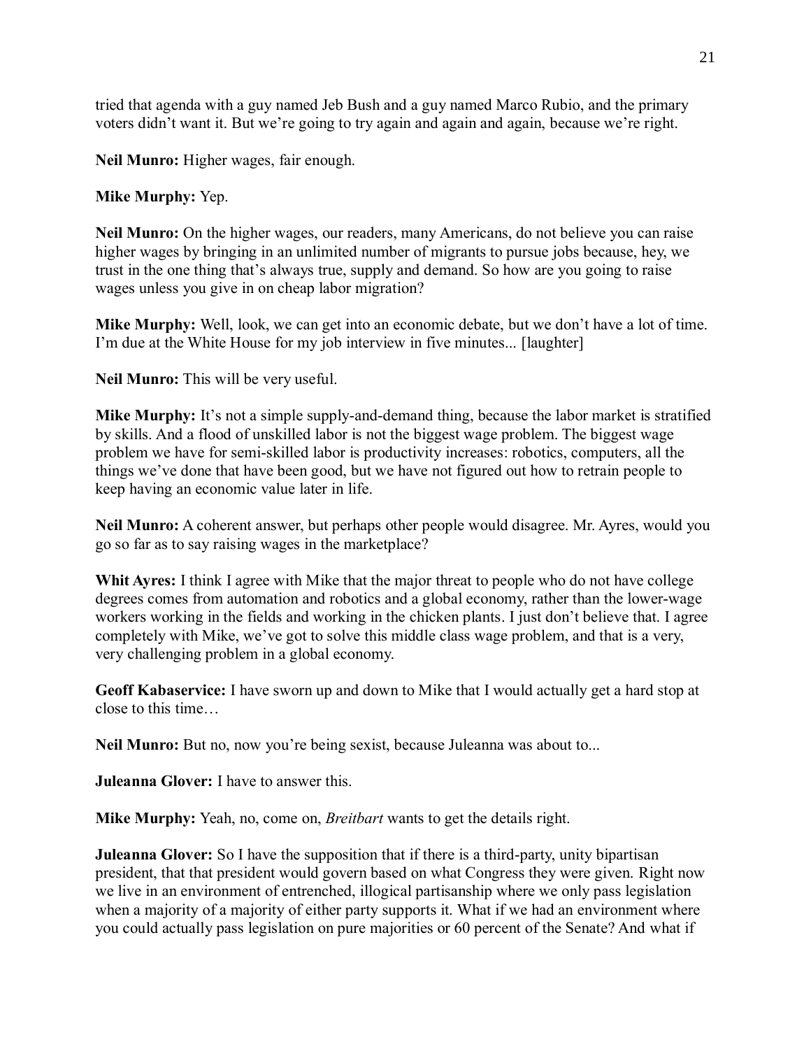tried that agenda with a guy named Jeb Bush and a guy named Marco Rubio, and the primary voters didn't want it. But we're going to try again and again and again, because we're right.

**Neil Munro:** Higher wages, fair enough.

**Mike Murphy:** Yep.

**Neil Munro:** On the higher wages, our readers, many Americans, do not believe you can raise higher wages by bringing in an unlimited number of migrants to pursue jobs because, hey, we trust in the one thing that's always true, supply and demand. So how are you going to raise wages unless you give in on cheap labor migration?

**Mike Murphy:** Well, look, we can get into an economic debate, but we don't have a lot of time. I'm due at the White House for my job interview in five minutes... [laughter]

**Neil Munro:** This will be very useful.

**Mike Murphy:** It's not a simple supply-and-demand thing, because the labor market is stratified by skills. And a flood of unskilled labor is not the biggest wage problem. The biggest wage problem we have for semi-skilled labor is productivity increases: robotics, computers, all the things we've done that have been good, but we have not figured out how to retrain people to keep having an economic value later in life.

**Neil Munro:** A coherent answer, but perhaps other people would disagree. Mr. Ayres, would you go so far as to say raising wages in the marketplace?

**Whit Ayres:** I think I agree with Mike that the major threat to people who do not have college degrees comes from automation and robotics and a global economy, rather than the lower-wage workers working in the fields and working in the chicken plants. I just don't believe that. I agree completely with Mike, we've got to solve this middle class wage problem, and that is a very, very challenging problem in a global economy.

**Geoff Kabaservice:** I have sworn up and down to Mike that I would actually get a hard stop at close to this time…

**Neil Munro:** But no, now you're being sexist, because Juleanna was about to...

**Juleanna Glover:** I have to answer this.

**Mike Murphy:** Yeah, no, come on, *Breitbart* wants to get the details right.

**Juleanna Glover:** So I have the supposition that if there is a third-party, unity bipartisan president, that that president would govern based on what Congress they were given. Right now we live in an environment of entrenched, illogical partisanship where we only pass legislation when a majority of a majority of either party supports it. What if we had an environment where you could actually pass legislation on pure majorities or 60 percent of the Senate? And what if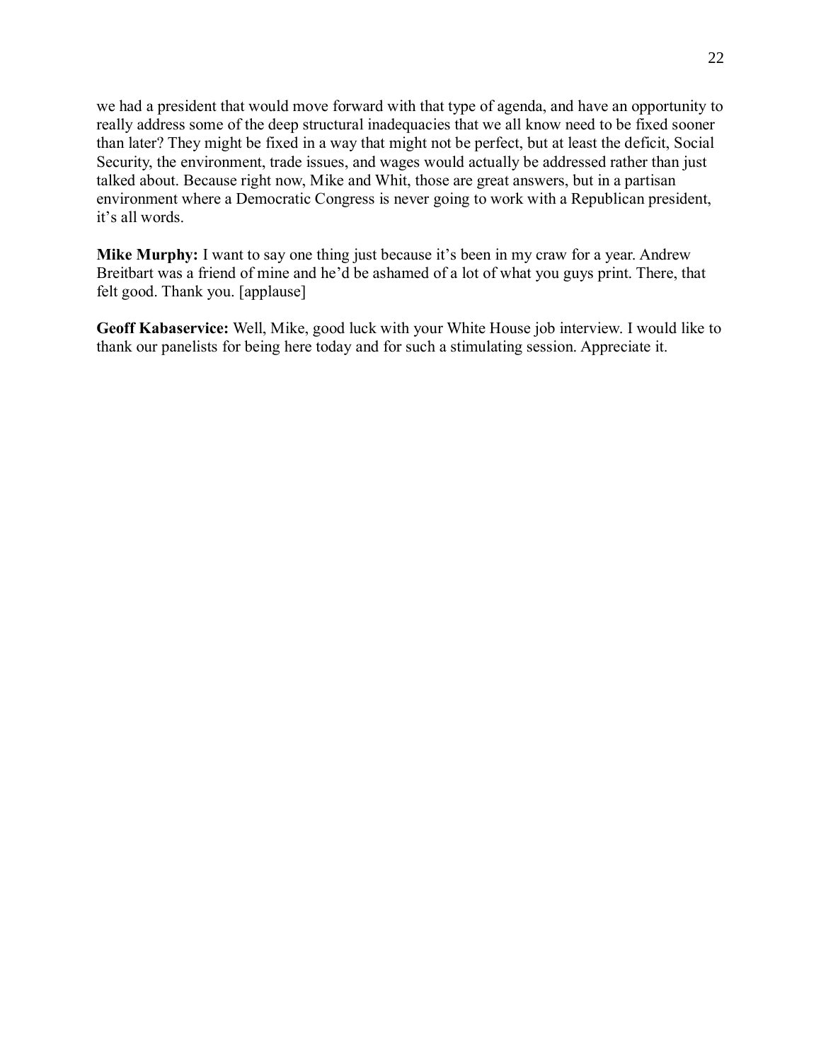we had a president that would move forward with that type of agenda, and have an opportunity to really address some of the deep structural inadequacies that we all know need to be fixed sooner than later? They might be fixed in a way that might not be perfect, but at least the deficit, Social Security, the environment, trade issues, and wages would actually be addressed rather than just talked about. Because right now, Mike and Whit, those are great answers, but in a partisan environment where a Democratic Congress is never going to work with a Republican president, it's all words.

**Mike Murphy:** I want to say one thing just because it's been in my craw for a year. Andrew Breitbart was a friend of mine and he'd be ashamed of a lot of what you guys print. There, that felt good. Thank you. [applause]

**Geoff Kabaservice:** Well, Mike, good luck with your White House job interview. I would like to thank our panelists for being here today and for such a stimulating session. Appreciate it.